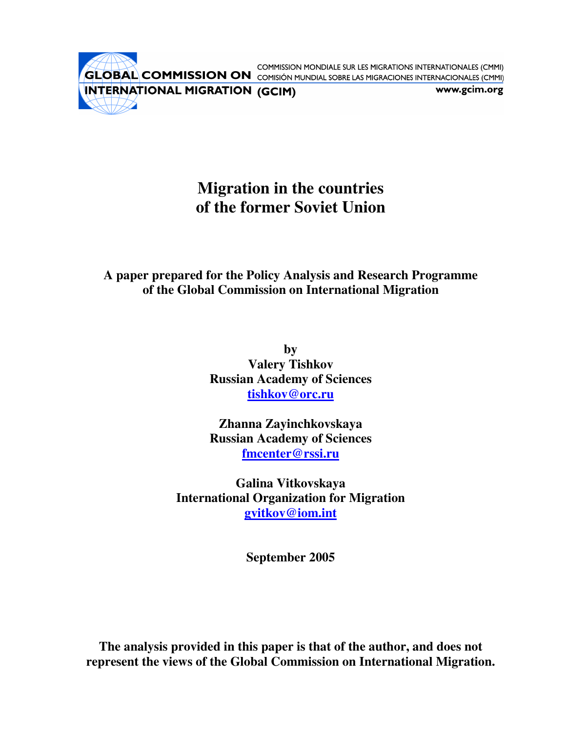GLOBAL COMMISSION ON INTERNATIONAL MIGRATION (GCIM)

COMMISSION MONDIALE SUR LES MIGRATIONS INTERNATIONALES (CMMI)
COMISIÓN MUNDIAL SOBRE LAS MIGRACIONES INTERNACIONALES (CMMI)

www.gcim.org

# Migration in the countries of the former Soviet Union

**A paper prepared for the Policy Analysis and Research Programme of the Global Commission on International Migration**

**by**

**Valery Tishkov**
**Russian Academy of Sciences**
**tishkov@orc.ru**

**Zhanna Zayinchkovskaya**
**Russian Academy of Sciences**
**fmcenter@rssi.ru**

**Galina Vitkovskaya**
**International Organization for Migration**
**gvitkov@iom.int**

**September 2005**

**The analysis provided in this paper is that of the author, and does not represent the views of the Global Commission on International Migration.**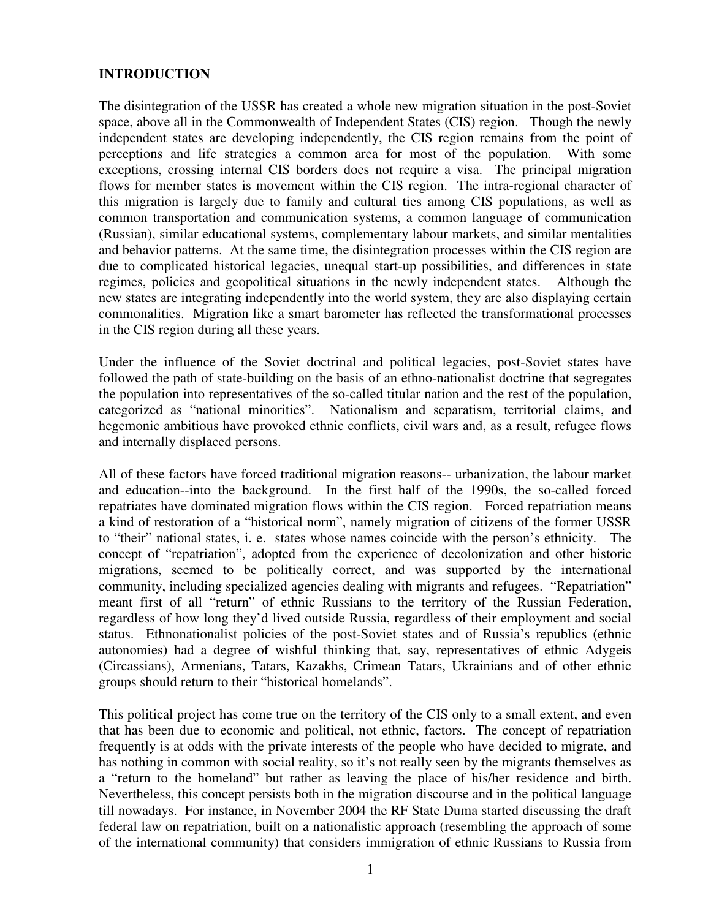## INTRODUCTION

The disintegration of the USSR has created a whole new migration situation in the post-Soviet space, above all in the Commonwealth of Independent States (CIS) region. Though the newly independent states are developing independently, the CIS region remains from the point of perceptions and life strategies a common area for most of the population. With some exceptions, crossing internal CIS borders does not require a visa. The principal migration flows for member states is movement within the CIS region. The intra-regional character of this migration is largely due to family and cultural ties among CIS populations, as well as common transportation and communication systems, a common language of communication (Russian), similar educational systems, complementary labour markets, and similar mentalities and behavior patterns. At the same time, the disintegration processes within the CIS region are due to complicated historical legacies, unequal start-up possibilities, and differences in state regimes, policies and geopolitical situations in the newly independent states. Although the new states are integrating independently into the world system, they are also displaying certain commonalities. Migration like a smart barometer has reflected the transformational processes in the CIS region during all these years.

Under the influence of the Soviet doctrinal and political legacies, post-Soviet states have followed the path of state-building on the basis of an ethno-nationalist doctrine that segregates the population into representatives of the so-called titular nation and the rest of the population, categorized as "national minorities". Nationalism and separatism, territorial claims, and hegemonic ambitious have provoked ethnic conflicts, civil wars and, as a result, refugee flows and internally displaced persons.

All of these factors have forced traditional migration reasons-- urbanization, the labour market and education--into the background. In the first half of the 1990s, the so-called forced repatriates have dominated migration flows within the CIS region. Forced repatriation means a kind of restoration of a "historical norm", namely migration of citizens of the former USSR to "their" national states, i. e. states whose names coincide with the person's ethnicity. The concept of "repatriation", adopted from the experience of decolonization and other historic migrations, seemed to be politically correct, and was supported by the international community, including specialized agencies dealing with migrants and refugees. "Repatriation" meant first of all "return" of ethnic Russians to the territory of the Russian Federation, regardless of how long they'd lived outside Russia, regardless of their employment and social status. Ethnonationalist policies of the post-Soviet states and of Russia's republics (ethnic autonomies) had a degree of wishful thinking that, say, representatives of ethnic Adygeis (Circassians), Armenians, Tatars, Kazakhs, Crimean Tatars, Ukrainians and of other ethnic groups should return to their "historical homelands".

This political project has come true on the territory of the CIS only to a small extent, and even that has been due to economic and political, not ethnic, factors. The concept of repatriation frequently is at odds with the private interests of the people who have decided to migrate, and has nothing in common with social reality, so it's not really seen by the migrants themselves as a "return to the homeland" but rather as leaving the place of his/her residence and birth. Nevertheless, this concept persists both in the migration discourse and in the political language till nowadays. For instance, in November 2004 the RF State Duma started discussing the draft federal law on repatriation, built on a nationalistic approach (resembling the approach of some of the international community) that considers immigration of ethnic Russians to Russia from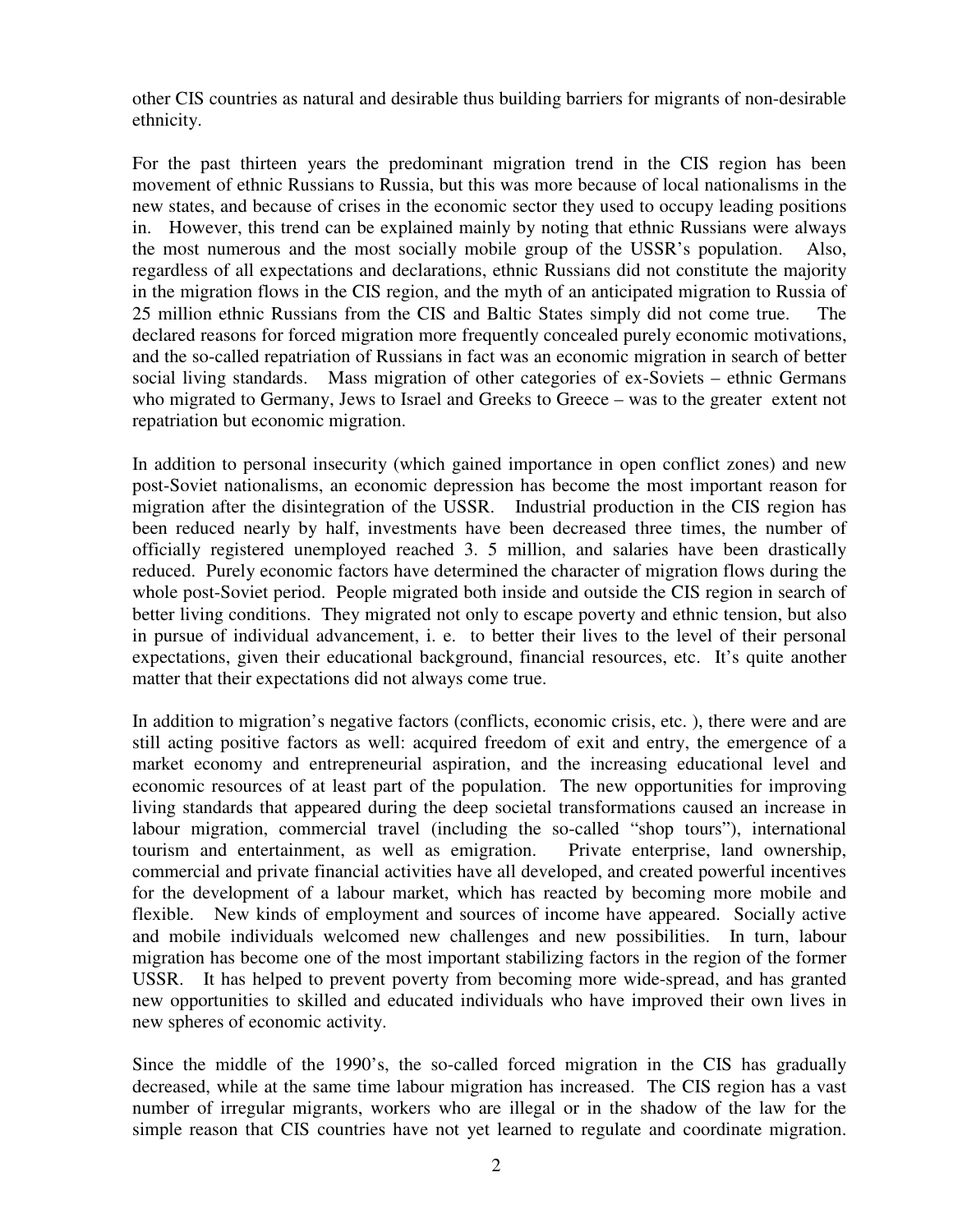other CIS countries as natural and desirable thus building barriers for migrants of non-desirable ethnicity.

For the past thirteen years the predominant migration trend in the CIS region has been movement of ethnic Russians to Russia, but this was more because of local nationalisms in the new states, and because of crises in the economic sector they used to occupy leading positions in. However, this trend can be explained mainly by noting that ethnic Russians were always the most numerous and the most socially mobile group of the USSR's population. Also, regardless of all expectations and declarations, ethnic Russians did not constitute the majority in the migration flows in the CIS region, and the myth of an anticipated migration to Russia of 25 million ethnic Russians from the CIS and Baltic States simply did not come true. The declared reasons for forced migration more frequently concealed purely economic motivations, and the so-called repatriation of Russians in fact was an economic migration in search of better social living standards. Mass migration of other categories of ex-Soviets – ethnic Germans who migrated to Germany, Jews to Israel and Greeks to Greece – was to the greater extent not repatriation but economic migration.

In addition to personal insecurity (which gained importance in open conflict zones) and new post-Soviet nationalisms, an economic depression has become the most important reason for migration after the disintegration of the USSR. Industrial production in the CIS region has been reduced nearly by half, investments have been decreased three times, the number of officially registered unemployed reached 3. 5 million, and salaries have been drastically reduced. Purely economic factors have determined the character of migration flows during the whole post-Soviet period. People migrated both inside and outside the CIS region in search of better living conditions. They migrated not only to escape poverty and ethnic tension, but also in pursue of individual advancement, i. e. to better their lives to the level of their personal expectations, given their educational background, financial resources, etc. It's quite another matter that their expectations did not always come true.

In addition to migration's negative factors (conflicts, economic crisis, etc. ), there were and are still acting positive factors as well: acquired freedom of exit and entry, the emergence of a market economy and entrepreneurial aspiration, and the increasing educational level and economic resources of at least part of the population. The new opportunities for improving living standards that appeared during the deep societal transformations caused an increase in labour migration, commercial travel (including the so-called "shop tours"), international tourism and entertainment, as well as emigration. Private enterprise, land ownership, commercial and private financial activities have all developed, and created powerful incentives for the development of a labour market, which has reacted by becoming more mobile and flexible. New kinds of employment and sources of income have appeared. Socially active and mobile individuals welcomed new challenges and new possibilities. In turn, labour migration has become one of the most important stabilizing factors in the region of the former USSR. It has helped to prevent poverty from becoming more wide-spread, and has granted new opportunities to skilled and educated individuals who have improved their own lives in new spheres of economic activity.

Since the middle of the 1990's, the so-called forced migration in the CIS has gradually decreased, while at the same time labour migration has increased. The CIS region has a vast number of irregular migrants, workers who are illegal or in the shadow of the law for the simple reason that CIS countries have not yet learned to regulate and coordinate migration.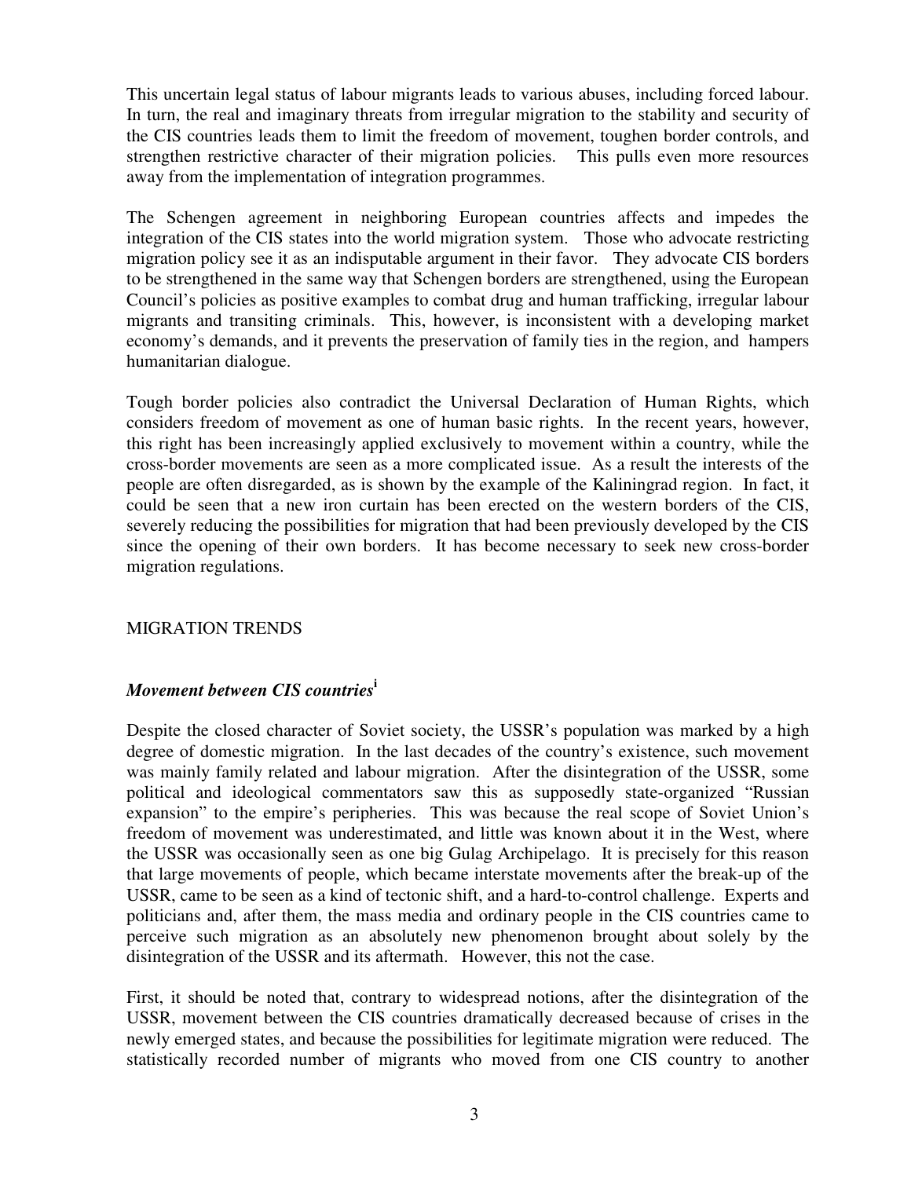This uncertain legal status of labour migrants leads to various abuses, including forced labour. In turn, the real and imaginary threats from irregular migration to the stability and security of the CIS countries leads them to limit the freedom of movement, toughen border controls, and strengthen restrictive character of their migration policies. This pulls even more resources away from the implementation of integration programmes.

The Schengen agreement in neighboring European countries affects and impedes the integration of the CIS states into the world migration system. Those who advocate restricting migration policy see it as an indisputable argument in their favor. They advocate CIS borders to be strengthened in the same way that Schengen borders are strengthened, using the European Council's policies as positive examples to combat drug and human trafficking, irregular labour migrants and transiting criminals. This, however, is inconsistent with a developing market economy's demands, and it prevents the preservation of family ties in the region, and hampers humanitarian dialogue.

Tough border policies also contradict the Universal Declaration of Human Rights, which considers freedom of movement as one of human basic rights. In the recent years, however, this right has been increasingly applied exclusively to movement within a country, while the cross-border movements are seen as a more complicated issue. As a result the interests of the people are often disregarded, as is shown by the example of the Kaliningrad region. In fact, it could be seen that a new iron curtain has been erected on the western borders of the CIS, severely reducing the possibilities for migration that had been previously developed by the CIS since the opening of their own borders. It has become necessary to seek new cross-border migration regulations.

## MIGRATION TRENDS

### *Movement between CIS countries*[i]

Despite the closed character of Soviet society, the USSR's population was marked by a high degree of domestic migration. In the last decades of the country's existence, such movement was mainly family related and labour migration. After the disintegration of the USSR, some political and ideological commentators saw this as supposedly state-organized "Russian expansion" to the empire's peripheries. This was because the real scope of Soviet Union's freedom of movement was underestimated, and little was known about it in the West, where the USSR was occasionally seen as one big Gulag Archipelago. It is precisely for this reason that large movements of people, which became interstate movements after the break-up of the USSR, came to be seen as a kind of tectonic shift, and a hard-to-control challenge. Experts and politicians and, after them, the mass media and ordinary people in the CIS countries came to perceive such migration as an absolutely new phenomenon brought about solely by the disintegration of the USSR and its aftermath. However, this not the case.

First, it should be noted that, contrary to widespread notions, after the disintegration of the USSR, movement between the CIS countries dramatically decreased because of crises in the newly emerged states, and because the possibilities for legitimate migration were reduced. The statistically recorded number of migrants who moved from one CIS country to another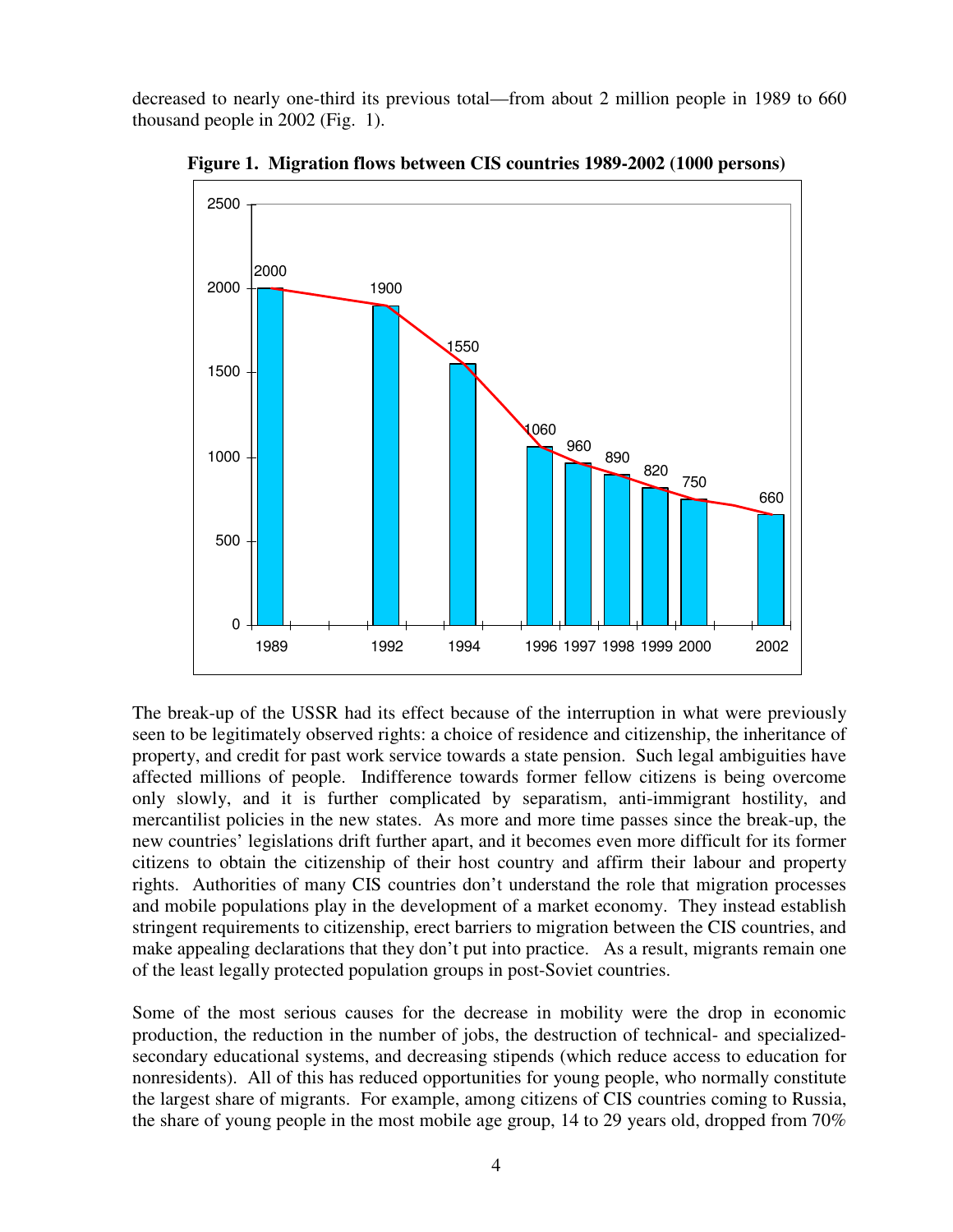decreased to nearly one-third its previous total—from about 2 million people in 1989 to 660 thousand people in 2002 (Fig. 1).

**Figure 1. Migration flows between CIS countries 1989-2002 (1000 persons)**

The break-up of the USSR had its effect because of the interruption in what were previously seen to be legitimately observed rights: a choice of residence and citizenship, the inheritance of property, and credit for past work service towards a state pension. Such legal ambiguities have affected millions of people. Indifference towards former fellow citizens is being overcome only slowly, and it is further complicated by separatism, anti-immigrant hostility, and mercantilist policies in the new states. As more and more time passes since the break-up, the new countries' legislations drift further apart, and it becomes even more difficult for its former citizens to obtain the citizenship of their host country and affirm their labour and property rights. Authorities of many CIS countries don't understand the role that migration processes and mobile populations play in the development of a market economy. They instead establish stringent requirements to citizenship, erect barriers to migration between the CIS countries, and make appealing declarations that they don't put into practice. As a result, migrants remain one of the least legally protected population groups in post-Soviet countries.

Some of the most serious causes for the decrease in mobility were the drop in economic production, the reduction in the number of jobs, the destruction of technical- and specialized-secondary educational systems, and decreasing stipends (which reduce access to education for nonresidents). All of this has reduced opportunities for young people, who normally constitute the largest share of migrants. For example, among citizens of CIS countries coming to Russia, the share of young people in the most mobile age group, 14 to 29 years old, dropped from 70%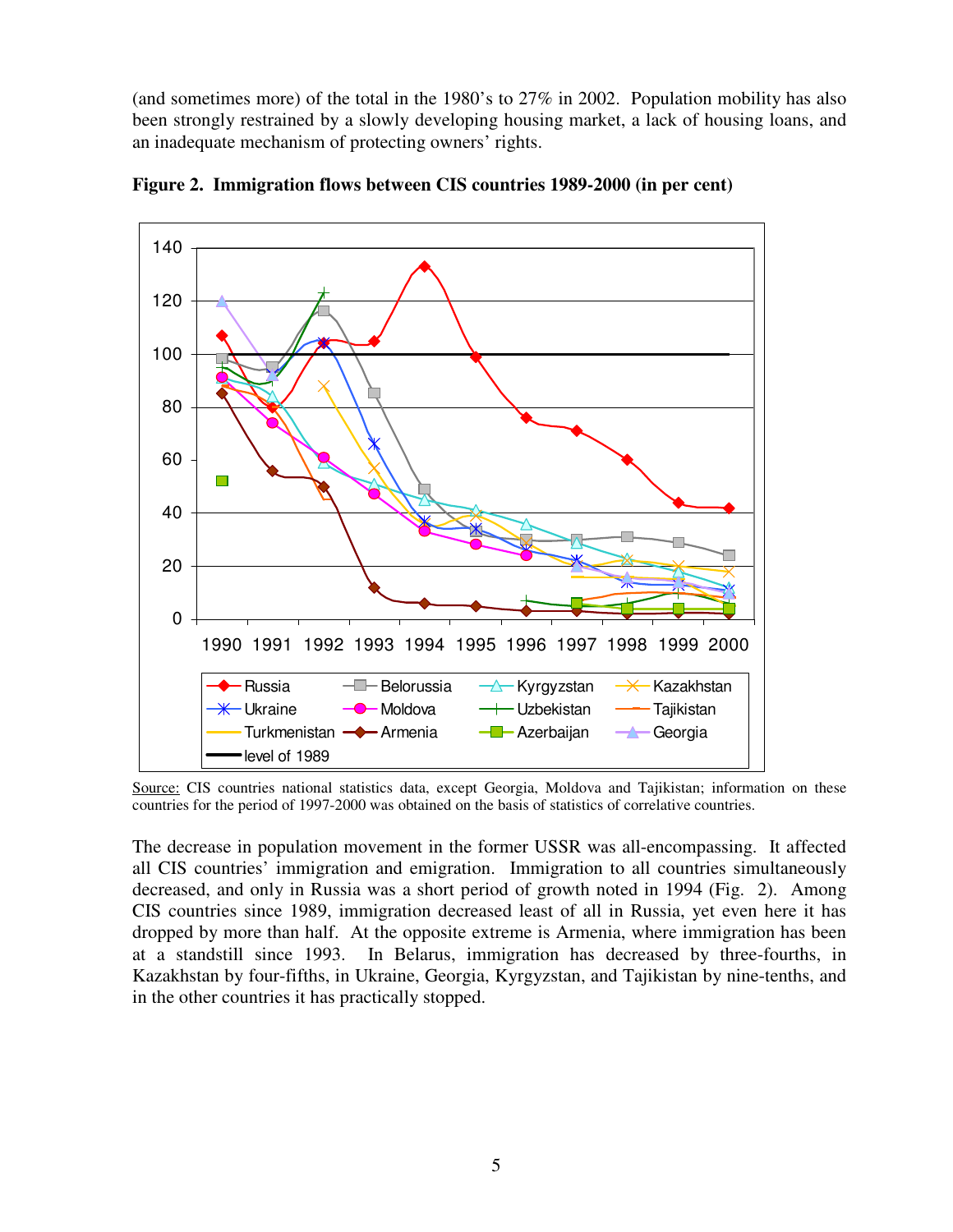(and sometimes more) of the total in the 1980's to 27% in 2002. Population mobility has also been strongly restrained by a slowly developing housing market, a lack of housing loans, and an inadequate mechanism of protecting owners' rights.

**Figure 2. Immigration flows between CIS countries 1989-2000 (in per cent)**

Source: CIS countries national statistics data, except Georgia, Moldova and Tajikistan; information on these countries for the period of 1997-2000 was obtained on the basis of statistics of correlative countries.

The decrease in population movement in the former USSR was all-encompassing. It affected all CIS countries' immigration and emigration. Immigration to all countries simultaneously decreased, and only in Russia was a short period of growth noted in 1994 (Fig. 2). Among CIS countries since 1989, immigration decreased least of all in Russia, yet even here it has dropped by more than half. At the opposite extreme is Armenia, where immigration has been at a standstill since 1993. In Belarus, immigration has decreased by three-fourths, in Kazakhstan by four-fifths, in Ukraine, Georgia, Kyrgyzstan, and Tajikistan by nine-tenths, and in the other countries it has practically stopped.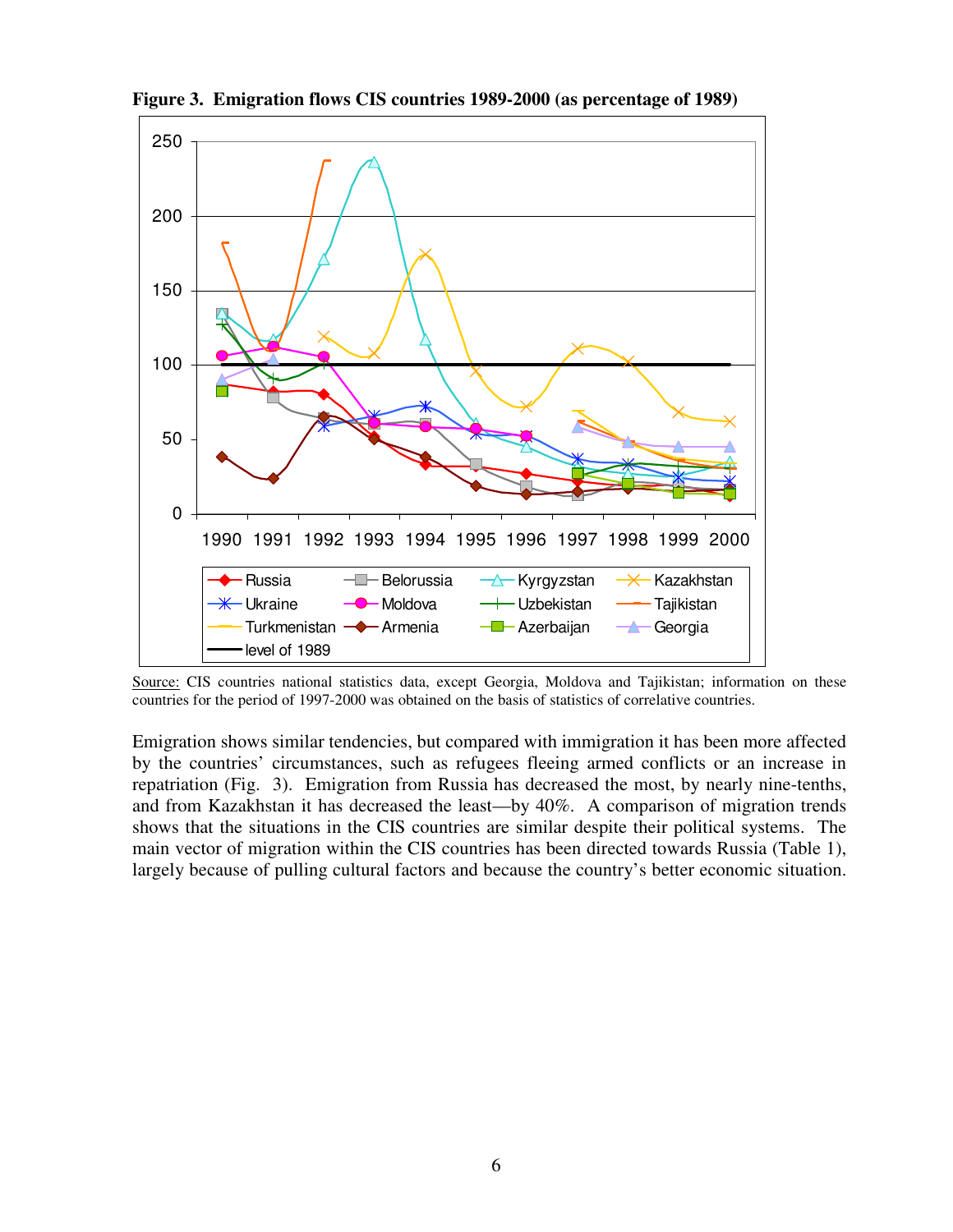**Figure 3. Emigration flows CIS countries 1989-2000 (as percentage of 1989)**

Source: CIS countries national statistics data, except Georgia, Moldova and Tajikistan; information on these countries for the period of 1997-2000 was obtained on the basis of statistics of correlative countries.

Emigration shows similar tendencies, but compared with immigration it has been more affected by the countries' circumstances, such as refugees fleeing armed conflicts or an increase in repatriation (Fig. 3). Emigration from Russia has decreased the most, by nearly nine-tenths, and from Kazakhstan it has decreased the least—by 40%. A comparison of migration trends shows that the situations in the CIS countries are similar despite their political systems. The main vector of migration within the CIS countries has been directed towards Russia (Table 1), largely because of pulling cultural factors and because the country's better economic situation.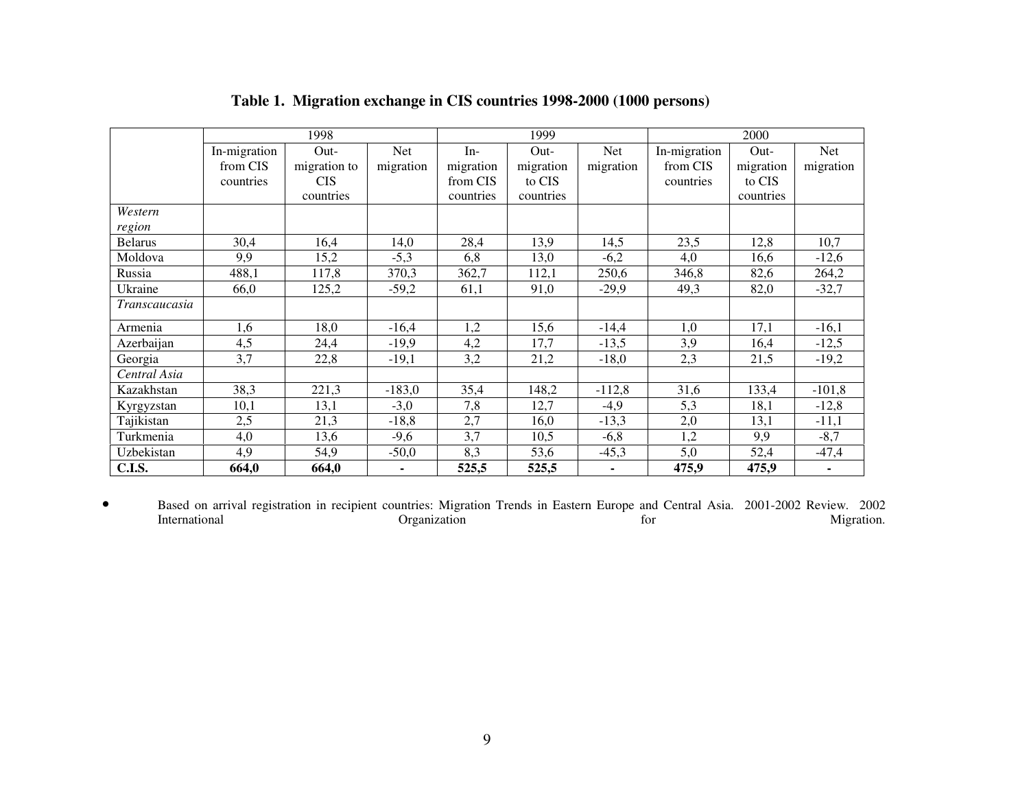**Table 1. Migration exchange in CIS countries 1998-2000 (1000 persons)**

| | 1998 | | | 1999 | | | 2000 | | |
|---|---|---|---|---|---|---|---|---|---|
| | In-migration from CIS countries | Out-migration to CIS countries | Net migration | In-migration from CIS countries | Out-migration to CIS countries | Net migration | In-migration from CIS countries | Out-migration to CIS countries | Net migration |
| *Western region* | | | | | | | | | |
| Belarus | 30,4 | 16,4 | 14,0 | 28,4 | 13,9 | 14,5 | 23,5 | 12,8 | 10,7 |
| Moldova | 9,9 | 15,2 | -5,3 | 6,8 | 13,0 | -6,2 | 4,0 | 16,6 | -12,6 |
| Russia | 488,1 | 117,8 | 370,3 | 362,7 | 112,1 | 250,6 | 346,8 | 82,6 | 264,2 |
| Ukraine | 66,0 | 125,2 | -59,2 | 61,1 | 91,0 | -29,9 | 49,3 | 82,0 | -32,7 |
| *Transcaucasia* | | | | | | | | | |
| Armenia | 1,6 | 18,0 | -16,4 | 1,2 | 15,6 | -14,4 | 1,0 | 17,1 | -16,1 |
| Azerbaijan | 4,5 | 24,4 | -19,9 | 4,2 | 17,7 | -13,5 | 3,9 | 16,4 | -12,5 |
| Georgia | 3,7 | 22,8 | -19,1 | 3,2 | 21,2 | -18,0 | 2,3 | 21,5 | -19,2 |
| *Central Asia* | | | | | | | | | |
| Kazakhstan | 38,3 | 221,3 | -183,0 | 35,4 | 148,2 | -112,8 | 31,6 | 133,4 | -101,8 |
| Kyrgyzstan | 10,1 | 13,1 | -3,0 | 7,8 | 12,7 | -4,9 | 5,3 | 18,1 | -12,8 |
| Tajikistan | 2,5 | 21,3 | -18,8 | 2,7 | 16,0 | -13,3 | 2,0 | 13,1 | -11,1 |
| Turkmenia | 4,0 | 13,6 | -9,6 | 3,7 | 10,5 | -6,8 | 1,2 | 9,9 | -8,7 |
| Uzbekistan | 4,9 | 54,9 | -50,0 | 8,3 | 53,6 | -45,3 | 5,0 | 52,4 | -47,4 |
| **C.I.S.** | **664,0** | **664,0** | **-** | **525,5** | **525,5** | **-** | **475,9** | **475,9** | **-** |

- Based on arrival registration in recipient countries: Migration Trends in Eastern Europe and Central Asia. 2001-2002 Review. 2002 International Organization for Migration.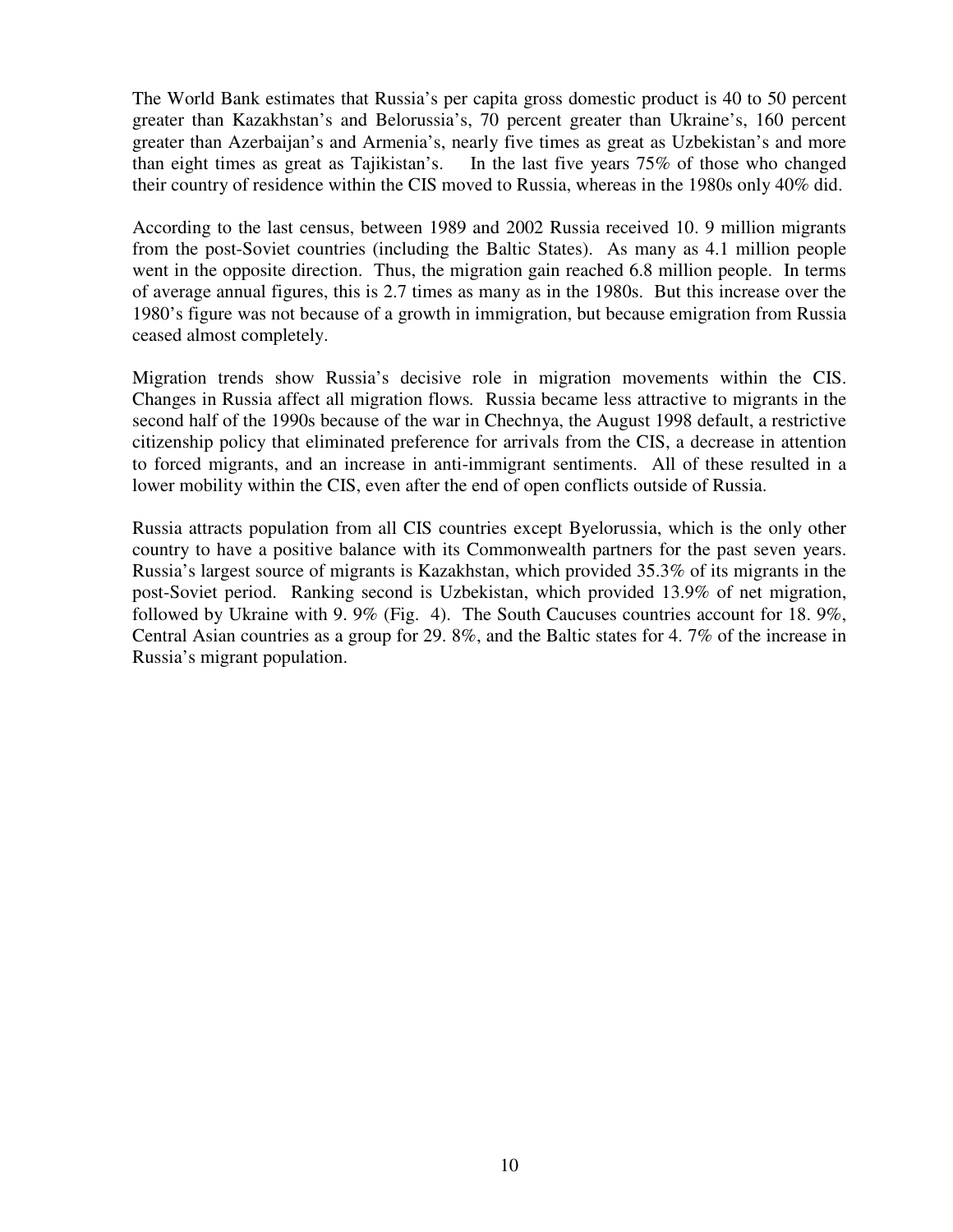The World Bank estimates that Russia's per capita gross domestic product is 40 to 50 percent greater than Kazakhstan's and Belorussia's, 70 percent greater than Ukraine's, 160 percent greater than Azerbaijan's and Armenia's, nearly five times as great as Uzbekistan's and more than eight times as great as Tajikistan's. In the last five years 75% of those who changed their country of residence within the CIS moved to Russia, whereas in the 1980s only 40% did.

According to the last census, between 1989 and 2002 Russia received 10. 9 million migrants from the post-Soviet countries (including the Baltic States). As many as 4.1 million people went in the opposite direction. Thus, the migration gain reached 6.8 million people. In terms of average annual figures, this is 2.7 times as many as in the 1980s. But this increase over the 1980's figure was not because of a growth in immigration, but because emigration from Russia ceased almost completely.

Migration trends show Russia's decisive role in migration movements within the CIS. Changes in Russia affect all migration flows. Russia became less attractive to migrants in the second half of the 1990s because of the war in Chechnya, the August 1998 default, a restrictive citizenship policy that eliminated preference for arrivals from the CIS, a decrease in attention to forced migrants, and an increase in anti-immigrant sentiments. All of these resulted in a lower mobility within the CIS, even after the end of open conflicts outside of Russia.

Russia attracts population from all CIS countries except Byelorussia, which is the only other country to have a positive balance with its Commonwealth partners for the past seven years. Russia's largest source of migrants is Kazakhstan, which provided 35.3% of its migrants in the post-Soviet period. Ranking second is Uzbekistan, which provided 13.9% of net migration, followed by Ukraine with 9. 9% (Fig. 4). The South Caucuses countries account for 18. 9%, Central Asian countries as a group for 29. 8%, and the Baltic states for 4. 7% of the increase in Russia's migrant population.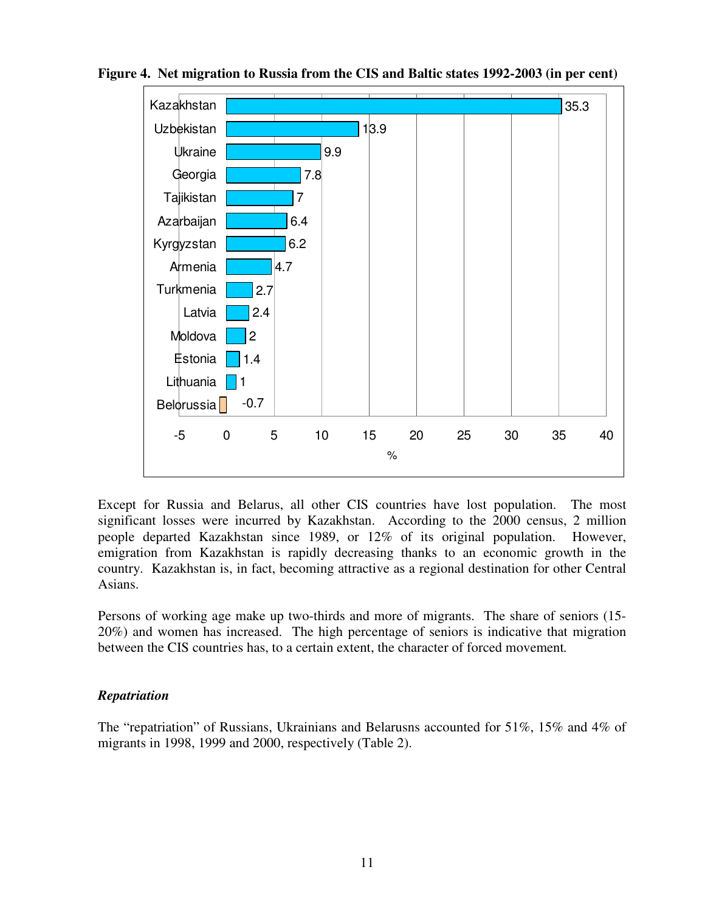**Figure 4. Net migration to Russia from the CIS and Baltic states 1992-2003 (in per cent)**

| Country | % |
|---|---|
| Kazakhstan | 35.3 |
| Uzbekistan | 13.9 |
| Ukraine | 9.9 |
| Georgia | 7.8 |
| Tajikistan | 7 |
| Azarbaijan | 6.4 |
| Kyrgyzstan | 6.2 |
| Armenia | 4.7 |
| Turkmenia | 2.7 |
| Latvia | 2.4 |
| Moldova | 2 |
| Estonia | 1.4 |
| Lithuania | 1 |
| Belorussia | -0.7 |

Except for Russia and Belarus, all other CIS countries have lost population. The most significant losses were incurred by Kazakhstan. According to the 2000 census, 2 million people departed Kazakhstan since 1989, or 12% of its original population. However, emigration from Kazakhstan is rapidly decreasing thanks to an economic growth in the country. Kazakhstan is, in fact, becoming attractive as a regional destination for other Central Asians.

Persons of working age make up two-thirds and more of migrants. The share of seniors (15-20%) and women has increased. The high percentage of seniors is indicative that migration between the CIS countries has, to a certain extent, the character of forced movement.

***Repatriation***

The "repatriation" of Russians, Ukrainians and Belarusns accounted for 51%, 15% and 4% of migrants in 1998, 1999 and 2000, respectively (Table 2).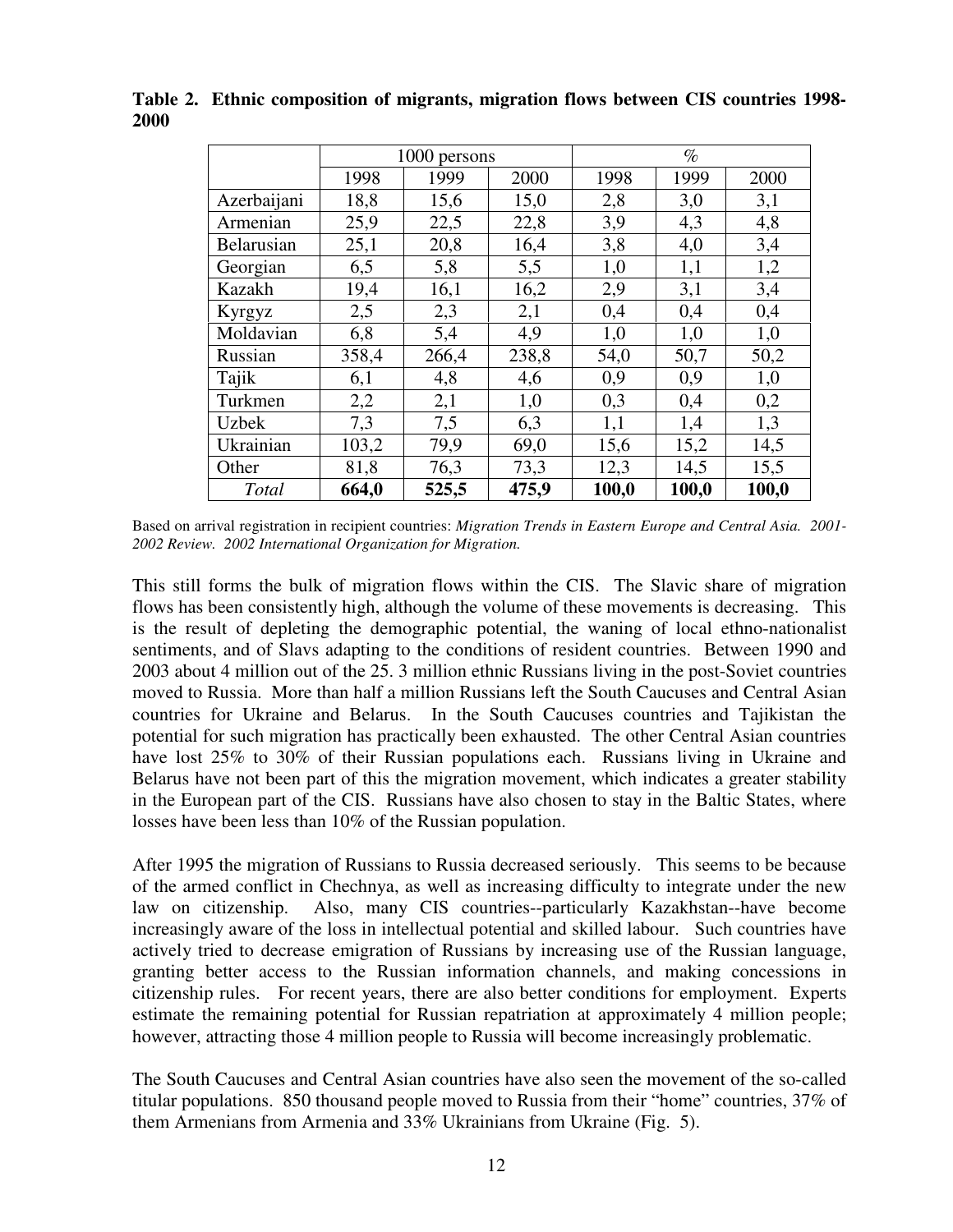**Table 2. Ethnic composition of migrants, migration flows between CIS countries 1998-2000**

| | 1000 persons | | | % | | |
|---|---|---|---|---|---|---|
| | 1998 | 1999 | 2000 | 1998 | 1999 | 2000 |
| Azerbaijani | 18,8 | 15,6 | 15,0 | 2,8 | 3,0 | 3,1 |
| Armenian | 25,9 | 22,5 | 22,8 | 3,9 | 4,3 | 4,8 |
| Belarusian | 25,1 | 20,8 | 16,4 | 3,8 | 4,0 | 3,4 |
| Georgian | 6,5 | 5,8 | 5,5 | 1,0 | 1,1 | 1,2 |
| Kazakh | 19,4 | 16,1 | 16,2 | 2,9 | 3,1 | 3,4 |
| Kyrgyz | 2,5 | 2,3 | 2,1 | 0,4 | 0,4 | 0,4 |
| Moldavian | 6,8 | 5,4 | 4,9 | 1,0 | 1,0 | 1,0 |
| Russian | 358,4 | 266,4 | 238,8 | 54,0 | 50,7 | 50,2 |
| Tajik | 6,1 | 4,8 | 4,6 | 0,9 | 0,9 | 1,0 |
| Turkmen | 2,2 | 2,1 | 1,0 | 0,3 | 0,4 | 0,2 |
| Uzbek | 7,3 | 7,5 | 6,3 | 1,1 | 1,4 | 1,3 |
| Ukrainian | 103,2 | 79,9 | 69,0 | 15,6 | 15,2 | 14,5 |
| Other | 81,8 | 76,3 | 73,3 | 12,3 | 14,5 | 15,5 |
| *Total* | **664,0** | **525,5** | **475,9** | **100,0** | **100,0** | **100,0** |

Based on arrival registration in recipient countries: *Migration Trends in Eastern Europe and Central Asia. 2001-2002 Review. 2002 International Organization for Migration.*

This still forms the bulk of migration flows within the CIS. The Slavic share of migration flows has been consistently high, although the volume of these movements is decreasing. This is the result of depleting the demographic potential, the waning of local ethno-nationalist sentiments, and of Slavs adapting to the conditions of resident countries. Between 1990 and 2003 about 4 million out of the 25. 3 million ethnic Russians living in the post-Soviet countries moved to Russia. More than half a million Russians left the South Caucuses and Central Asian countries for Ukraine and Belarus. In the South Caucuses countries and Tajikistan the potential for such migration has practically been exhausted. The other Central Asian countries have lost 25% to 30% of their Russian populations each. Russians living in Ukraine and Belarus have not been part of this the migration movement, which indicates a greater stability in the European part of the CIS. Russians have also chosen to stay in the Baltic States, where losses have been less than 10% of the Russian population.

After 1995 the migration of Russians to Russia decreased seriously. This seems to be because of the armed conflict in Chechnya, as well as increasing difficulty to integrate under the new law on citizenship. Also, many CIS countries--particularly Kazakhstan--have become increasingly aware of the loss in intellectual potential and skilled labour. Such countries have actively tried to decrease emigration of Russians by increasing use of the Russian language, granting better access to the Russian information channels, and making concessions in citizenship rules. For recent years, there are also better conditions for employment. Experts estimate the remaining potential for Russian repatriation at approximately 4 million people; however, attracting those 4 million people to Russia will become increasingly problematic.

The South Caucuses and Central Asian countries have also seen the movement of the so-called titular populations. 850 thousand people moved to Russia from their "home" countries, 37% of them Armenians from Armenia and 33% Ukrainians from Ukraine (Fig. 5).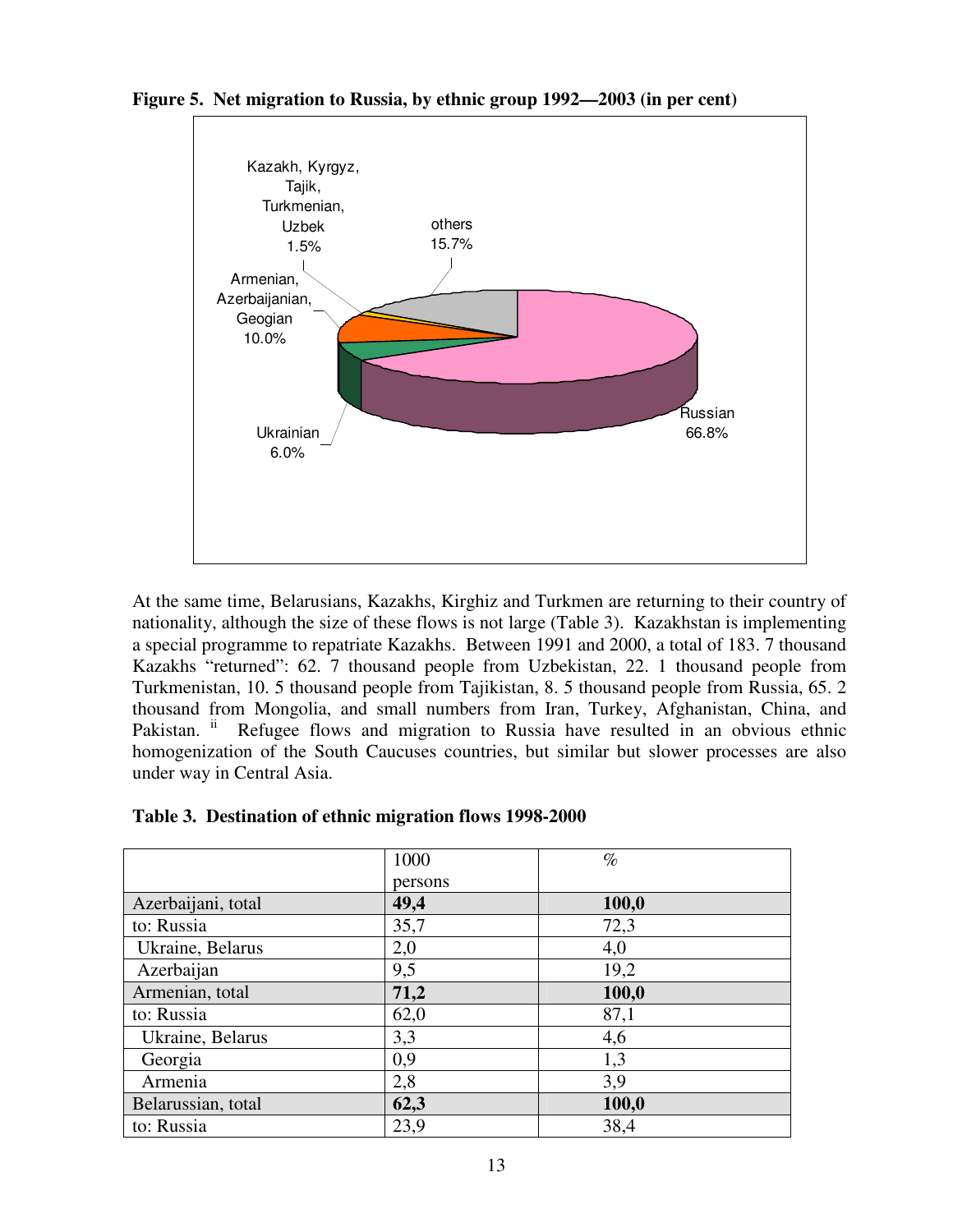**Figure 5. Net migration to Russia, by ethnic group 1992—2003 (in per cent)**

At the same time, Belarusians, Kazakhs, Kirghiz and Turkmen are returning to their country of nationality, although the size of these flows is not large (Table 3). Kazakhstan is implementing a special programme to repatriate Kazakhs. Between 1991 and 2000, a total of 183. 7 thousand Kazakhs "returned": 62. 7 thousand people from Uzbekistan, 22. 1 thousand people from Turkmenistan, 10. 5 thousand people from Tajikistan, 8. 5 thousand people from Russia, 65. 2 thousand from Mongolia, and small numbers from Iran, Turkey, Afghanistan, China, and Pakistan. [ii] Refugee flows and migration to Russia have resulted in an obvious ethnic homogenization of the South Caucuses countries, but similar but slower processes are also under way in Central Asia.

**Table 3. Destination of ethnic migration flows 1998-2000**

| | 1000 persons | % |
|---|---|---|
| Azerbaijani, total | **49,4** | **100,0** |
| to: Russia | 35,7 | 72,3 |
| Ukraine, Belarus | 2,0 | 4,0 |
| Azerbaijan | 9,5 | 19,2 |
| Armenian, total | **71,2** | **100,0** |
| to: Russia | 62,0 | 87,1 |
| Ukraine, Belarus | 3,3 | 4,6 |
| Georgia | 0,9 | 1,3 |
| Armenia | 2,8 | 3,9 |
| Belarussian, total | **62,3** | **100,0** |
| to: Russia | 23,9 | 38,4 |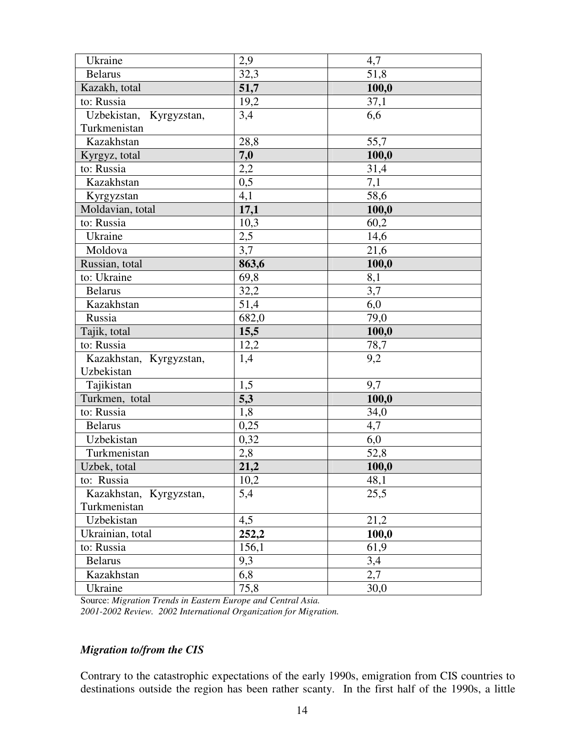| | | |
|---|---|---|
| Ukraine | 2,9 | 4,7 |
| Belarus | 32,3 | 51,8 |
| Kazakh, total | **51,7** | **100,0** |
| to: Russia | 19,2 | 37,1 |
| Uzbekistan, Kyrgyzstan, Turkmenistan | 3,4 | 6,6 |
| Kazakhstan | 28,8 | 55,7 |
| Kyrgyz, total | **7,0** | **100,0** |
| to: Russia | 2,2 | 31,4 |
| Kazakhstan | 0,5 | 7,1 |
| Kyrgyzstan | 4,1 | 58,6 |
| Moldavian, total | **17,1** | **100,0** |
| to: Russia | 10,3 | 60,2 |
| Ukraine | 2,5 | 14,6 |
| Moldova | 3,7 | 21,6 |
| Russian, total | **863,6** | **100,0** |
| to: Ukraine | 69,8 | 8,1 |
| Belarus | 32,2 | 3,7 |
| Kazakhstan | 51,4 | 6,0 |
| Russia | 682,0 | 79,0 |
| Tajik, total | **15,5** | **100,0** |
| to: Russia | 12,2 | 78,7 |
| Kazakhstan, Kyrgyzstan, Uzbekistan | 1,4 | 9,2 |
| Tajikistan | 1,5 | 9,7 |
| Turkmen, total | **5,3** | **100,0** |
| to: Russia | 1,8 | 34,0 |
| Belarus | 0,25 | 4,7 |
| Uzbekistan | 0,32 | 6,0 |
| Turkmenistan | 2,8 | 52,8 |
| Uzbek, total | **21,2** | **100,0** |
| to: Russia | 10,2 | 48,1 |
| Kazakhstan, Kyrgyzstan, Turkmenistan | 5,4 | 25,5 |
| Uzbekistan | 4,5 | 21,2 |
| Ukrainian, total | **252,2** | **100,0** |
| to: Russia | 156,1 | 61,9 |
| Belarus | 9,3 | 3,4 |
| Kazakhstan | 6,8 | 2,7 |
| Ukraine | 75,8 | 30,0 |

Source: *Migration Trends in Eastern Europe and Central Asia. 2001-2002 Review. 2002 International Organization for Migration.*

### *Migration to/from the CIS*

Contrary to the catastrophic expectations of the early 1990s, emigration from CIS countries to destinations outside the region has been rather scanty. In the first half of the 1990s, a little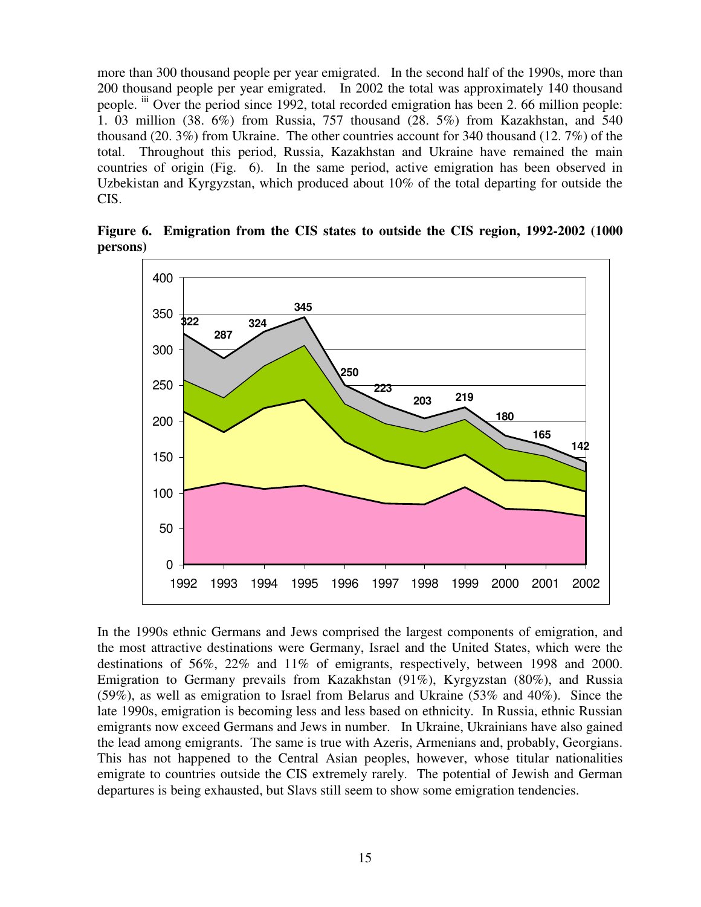more than 300 thousand people per year emigrated. In the second half of the 1990s, more than 200 thousand people per year emigrated. In 2002 the total was approximately 140 thousand people. [iii] Over the period since 1992, total recorded emigration has been 2. 66 million people: 1. 03 million (38. 6%) from Russia, 757 thousand (28. 5%) from Kazakhstan, and 540 thousand (20. 3%) from Ukraine. The other countries account for 340 thousand (12. 7%) of the total. Throughout this period, Russia, Kazakhstan and Ukraine have remained the main countries of origin (Fig. 6). In the same period, active emigration has been observed in Uzbekistan and Kyrgyzstan, which produced about 10% of the total departing for outside the CIS.

**Figure 6. Emigration from the CIS states to outside the CIS region, 1992-2002 (1000 persons)**

| Year | 1992 | 1993 | 1994 | 1995 | 1996 | 1997 | 1998 | 1999 | 2000 | 2001 | 2002 |
|---|---|---|---|---|---|---|---|---|---|---|---|
| Total | 322 | 287 | 324 | 345 | 250 | 223 | 203 | 219 | 180 | 165 | 142 |

In the 1990s ethnic Germans and Jews comprised the largest components of emigration, and the most attractive destinations were Germany, Israel and the United States, which were the destinations of 56%, 22% and 11% of emigrants, respectively, between 1998 and 2000. Emigration to Germany prevails from Kazakhstan (91%), Kyrgyzstan (80%), and Russia (59%), as well as emigration to Israel from Belarus and Ukraine (53% and 40%). Since the late 1990s, emigration is becoming less and less based on ethnicity. In Russia, ethnic Russian emigrants now exceed Germans and Jews in number. In Ukraine, Ukrainians have also gained the lead among emigrants. The same is true with Azeris, Armenians and, probably, Georgians. This has not happened to the Central Asian peoples, however, whose titular nationalities emigrate to countries outside the CIS extremely rarely. The potential of Jewish and German departures is being exhausted, but Slavs still seem to show some emigration tendencies.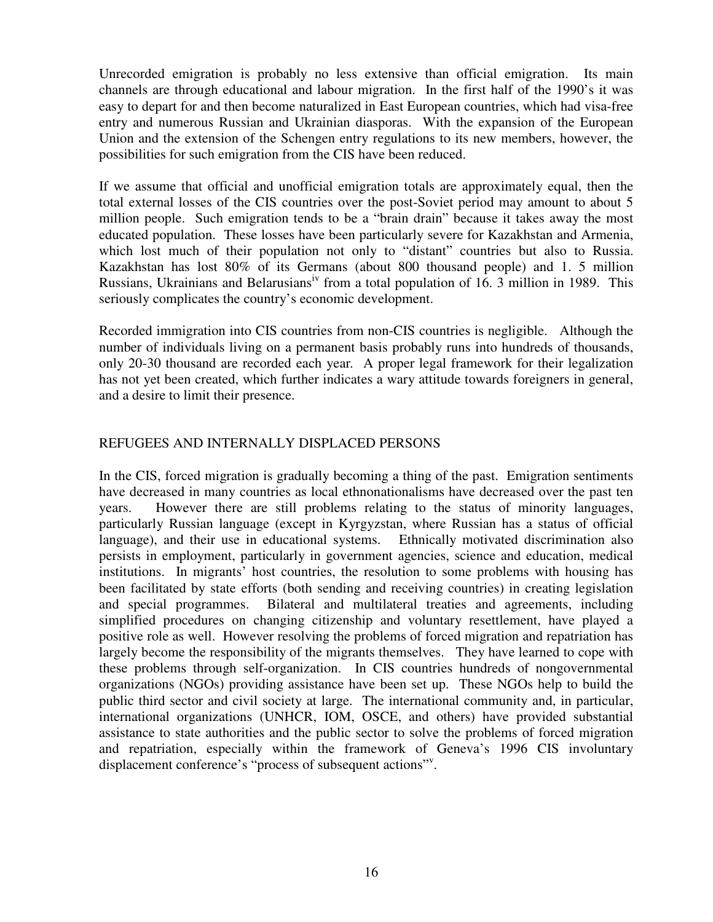Unrecorded emigration is probably no less extensive than official emigration. Its main channels are through educational and labour migration. In the first half of the 1990's it was easy to depart for and then become naturalized in East European countries, which had visa-free entry and numerous Russian and Ukrainian diasporas. With the expansion of the European Union and the extension of the Schengen entry regulations to its new members, however, the possibilities for such emigration from the CIS have been reduced.

If we assume that official and unofficial emigration totals are approximately equal, then the total external losses of the CIS countries over the post-Soviet period may amount to about 5 million people. Such emigration tends to be a "brain drain" because it takes away the most educated population. These losses have been particularly severe for Kazakhstan and Armenia, which lost much of their population not only to "distant" countries but also to Russia. Kazakhstan has lost 80% of its Germans (about 800 thousand people) and 1. 5 million Russians, Ukrainians and Belarusians[iv] from a total population of 16. 3 million in 1989. This seriously complicates the country's economic development.

Recorded immigration into CIS countries from non-CIS countries is negligible. Although the number of individuals living on a permanent basis probably runs into hundreds of thousands, only 20-30 thousand are recorded each year. A proper legal framework for their legalization has not yet been created, which further indicates a wary attitude towards foreigners in general, and a desire to limit their presence.

## REFUGEES AND INTERNALLY DISPLACED PERSONS

In the CIS, forced migration is gradually becoming a thing of the past. Emigration sentiments have decreased in many countries as local ethnonationalisms have decreased over the past ten years. However there are still problems relating to the status of minority languages, particularly Russian language (except in Kyrgyzstan, where Russian has a status of official language), and their use in educational systems. Ethnically motivated discrimination also persists in employment, particularly in government agencies, science and education, medical institutions. In migrants' host countries, the resolution to some problems with housing has been facilitated by state efforts (both sending and receiving countries) in creating legislation and special programmes. Bilateral and multilateral treaties and agreements, including simplified procedures on changing citizenship and voluntary resettlement, have played a positive role as well. However resolving the problems of forced migration and repatriation has largely become the responsibility of the migrants themselves. They have learned to cope with these problems through self-organization. In CIS countries hundreds of nongovernmental organizations (NGOs) providing assistance have been set up. These NGOs help to build the public third sector and civil society at large. The international community and, in particular, international organizations (UNHCR, IOM, OSCE, and others) have provided substantial assistance to state authorities and the public sector to solve the problems of forced migration and repatriation, especially within the framework of Geneva's 1996 CIS involuntary displacement conference's "process of subsequent actions"[v].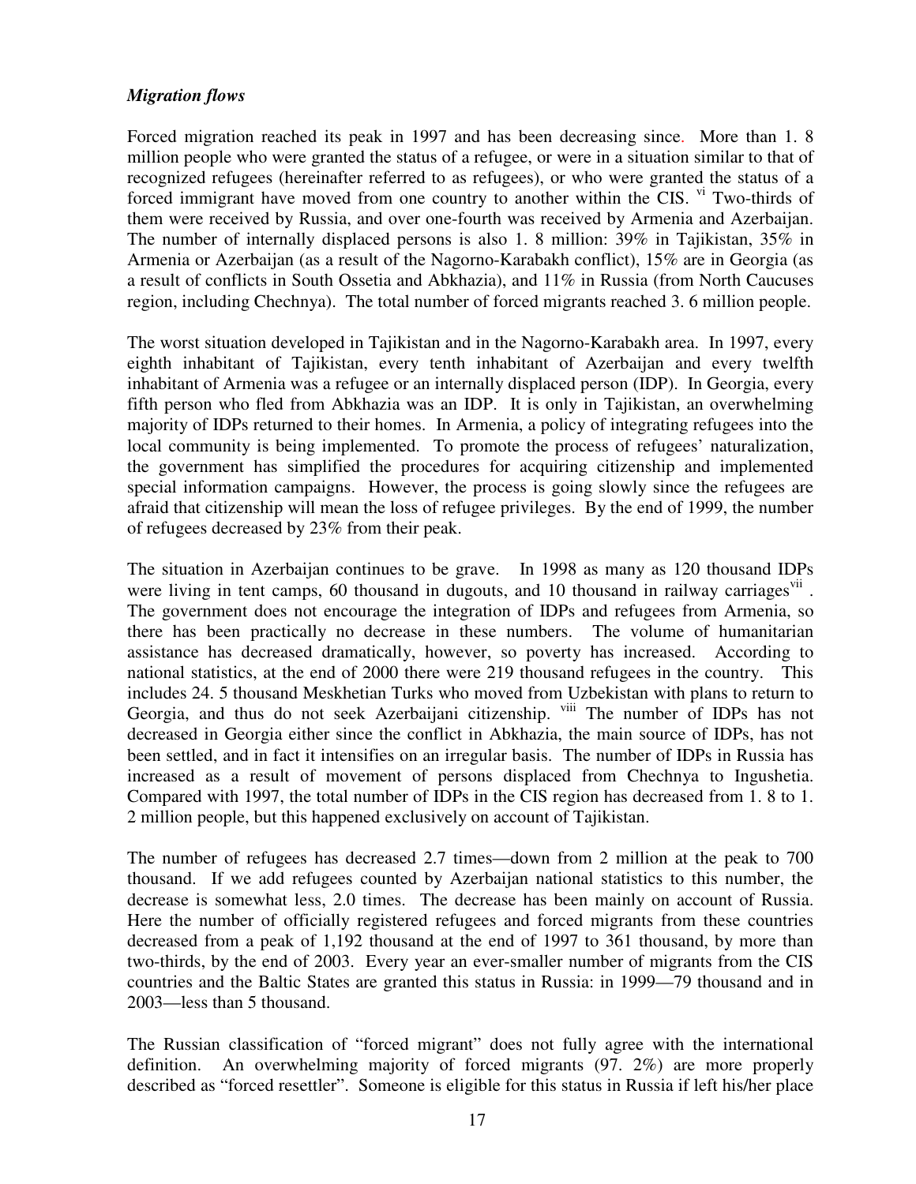### *Migration flows*

Forced migration reached its peak in 1997 and has been decreasing since. More than 1. 8 million people who were granted the status of a refugee, or were in a situation similar to that of recognized refugees (hereinafter referred to as refugees), or who were granted the status of a forced immigrant have moved from one country to another within the CIS. [vi] Two-thirds of them were received by Russia, and over one-fourth was received by Armenia and Azerbaijan. The number of internally displaced persons is also 1. 8 million: 39% in Tajikistan, 35% in Armenia or Azerbaijan (as a result of the Nagorno-Karabakh conflict), 15% are in Georgia (as a result of conflicts in South Ossetia and Abkhazia), and 11% in Russia (from North Caucuses region, including Chechnya). The total number of forced migrants reached 3. 6 million people.

The worst situation developed in Tajikistan and in the Nagorno-Karabakh area. In 1997, every eighth inhabitant of Tajikistan, every tenth inhabitant of Azerbaijan and every twelfth inhabitant of Armenia was a refugee or an internally displaced person (IDP). In Georgia, every fifth person who fled from Abkhazia was an IDP. It is only in Tajikistan, an overwhelming majority of IDPs returned to their homes. In Armenia, a policy of integrating refugees into the local community is being implemented. To promote the process of refugees' naturalization, the government has simplified the procedures for acquiring citizenship and implemented special information campaigns. However, the process is going slowly since the refugees are afraid that citizenship will mean the loss of refugee privileges. By the end of 1999, the number of refugees decreased by 23% from their peak.

The situation in Azerbaijan continues to be grave. In 1998 as many as 120 thousand IDPs were living in tent camps, 60 thousand in dugouts, and 10 thousand in railway carriages[vii] . The government does not encourage the integration of IDPs and refugees from Armenia, so there has been practically no decrease in these numbers. The volume of humanitarian assistance has decreased dramatically, however, so poverty has increased. According to national statistics, at the end of 2000 there were 219 thousand refugees in the country. This includes 24. 5 thousand Meskhetian Turks who moved from Uzbekistan with plans to return to Georgia, and thus do not seek Azerbaijani citizenship. [viii] The number of IDPs has not decreased in Georgia either since the conflict in Abkhazia, the main source of IDPs, has not been settled, and in fact it intensifies on an irregular basis. The number of IDPs in Russia has increased as a result of movement of persons displaced from Chechnya to Ingushetia. Compared with 1997, the total number of IDPs in the CIS region has decreased from 1. 8 to 1. 2 million people, but this happened exclusively on account of Tajikistan.

The number of refugees has decreased 2.7 times—down from 2 million at the peak to 700 thousand. If we add refugees counted by Azerbaijan national statistics to this number, the decrease is somewhat less, 2.0 times. The decrease has been mainly on account of Russia. Here the number of officially registered refugees and forced migrants from these countries decreased from a peak of 1,192 thousand at the end of 1997 to 361 thousand, by more than two-thirds, by the end of 2003. Every year an ever-smaller number of migrants from the CIS countries and the Baltic States are granted this status in Russia: in 1999—79 thousand and in 2003—less than 5 thousand.

The Russian classification of "forced migrant" does not fully agree with the international definition. An overwhelming majority of forced migrants (97. 2%) are more properly described as "forced resettler". Someone is eligible for this status in Russia if left his/her place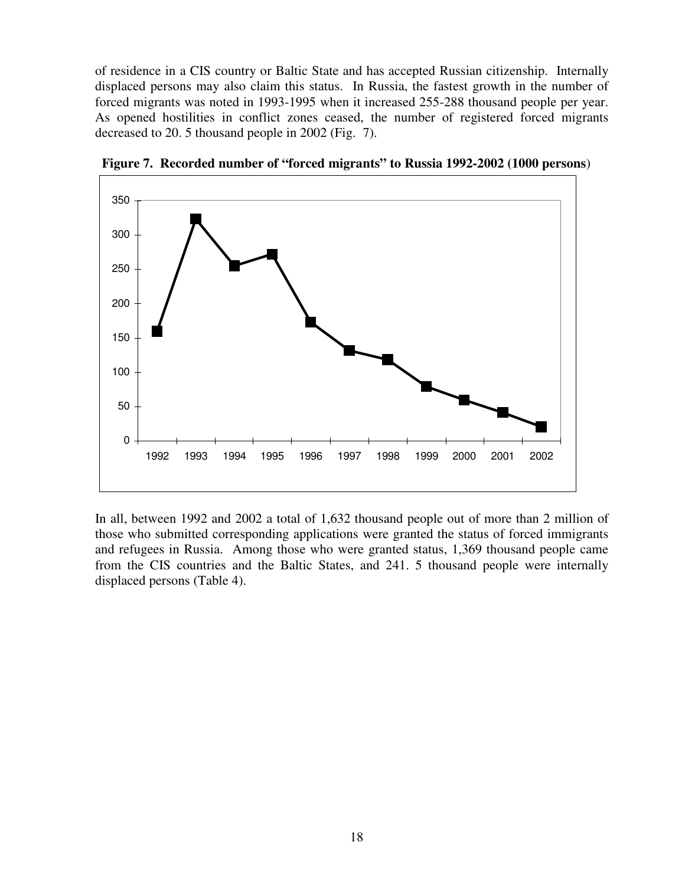of residence in a CIS country or Baltic State and has accepted Russian citizenship. Internally displaced persons may also claim this status. In Russia, the fastest growth in the number of forced migrants was noted in 1993-1995 when it increased 255-288 thousand people per year. As opened hostilities in conflict zones ceased, the number of registered forced migrants decreased to 20. 5 thousand people in 2002 (Fig. 7).

**Figure 7. Recorded number of "forced migrants" to Russia 1992-2002 (1000 persons)**

In all, between 1992 and 2002 a total of 1,632 thousand people out of more than 2 million of those who submitted corresponding applications were granted the status of forced immigrants and refugees in Russia. Among those who were granted status, 1,369 thousand people came from the CIS countries and the Baltic States, and 241. 5 thousand people were internally displaced persons (Table 4).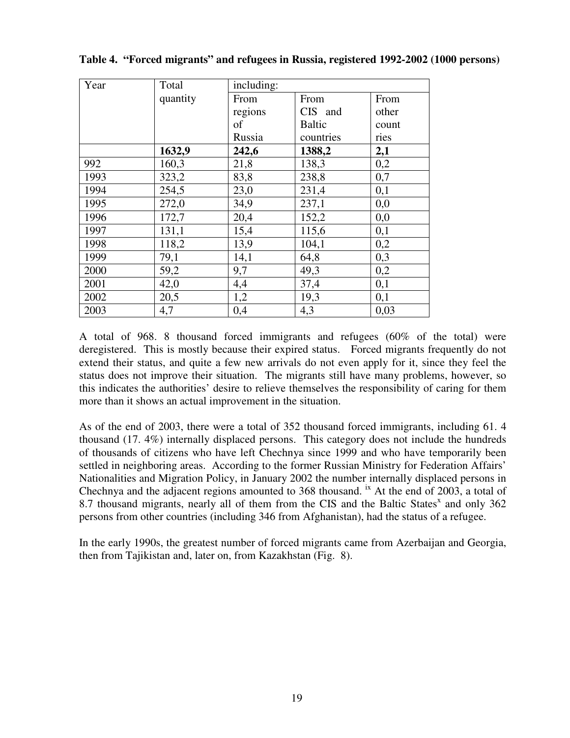**Table 4. "Forced migrants" and refugees in Russia, registered 1992-2002 (1000 persons)**

| Year | Total quantity | including: | | |
|---|---|---|---|---|
| | | From regions of Russia | From CIS and Baltic countries | From other countries |
| | **1632,9** | **242,6** | **1388,2** | **2,1** |
| 992 | 160,3 | 21,8 | 138,3 | 0,2 |
| 1993 | 323,2 | 83,8 | 238,8 | 0,7 |
| 1994 | 254,5 | 23,0 | 231,4 | 0,1 |
| 1995 | 272,0 | 34,9 | 237,1 | 0,0 |
| 1996 | 172,7 | 20,4 | 152,2 | 0,0 |
| 1997 | 131,1 | 15,4 | 115,6 | 0,1 |
| 1998 | 118,2 | 13,9 | 104,1 | 0,2 |
| 1999 | 79,1 | 14,1 | 64,8 | 0,3 |
| 2000 | 59,2 | 9,7 | 49,3 | 0,2 |
| 2001 | 42,0 | 4,4 | 37,4 | 0,1 |
| 2002 | 20,5 | 1,2 | 19,3 | 0,1 |
| 2003 | 4,7 | 0,4 | 4,3 | 0,03 |

A total of 968. 8 thousand forced immigrants and refugees (60% of the total) were deregistered. This is mostly because their expired status. Forced migrants frequently do not extend their status, and quite a few new arrivals do not even apply for it, since they feel the status does not improve their situation. The migrants still have many problems, however, so this indicates the authorities' desire to relieve themselves the responsibility of caring for them more than it shows an actual improvement in the situation.

As of the end of 2003, there were a total of 352 thousand forced immigrants, including 61. 4 thousand (17. 4%) internally displaced persons. This category does not include the hundreds of thousands of citizens who have left Chechnya since 1999 and who have temporarily been settled in neighboring areas. According to the former Russian Ministry for Federation Affairs' Nationalities and Migration Policy, in January 2002 the number internally displaced persons in Chechnya and the adjacent regions amounted to 368 thousand. [ix] At the end of 2003, a total of 8.7 thousand migrants, nearly all of them from the CIS and the Baltic States[x] and only 362 persons from other countries (including 346 from Afghanistan), had the status of a refugee.

In the early 1990s, the greatest number of forced migrants came from Azerbaijan and Georgia, then from Tajikistan and, later on, from Kazakhstan (Fig. 8).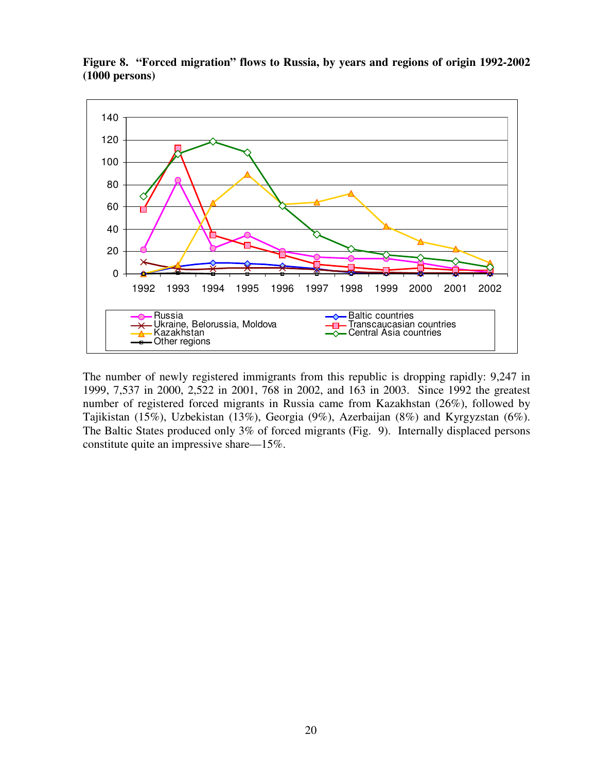**Figure 8. "Forced migration" flows to Russia, by years and regions of origin 1992-2002 (1000 persons)**

The number of newly registered immigrants from this republic is dropping rapidly: 9,247 in 1999, 7,537 in 2000, 2,522 in 2001, 768 in 2002, and 163 in 2003. Since 1992 the greatest number of registered forced migrants in Russia came from Kazakhstan (26%), followed by Tajikistan (15%), Uzbekistan (13%), Georgia (9%), Azerbaijan (8%) and Kyrgyzstan (6%). The Baltic States produced only 3% of forced migrants (Fig. 9). Internally displaced persons constitute quite an impressive share—15%.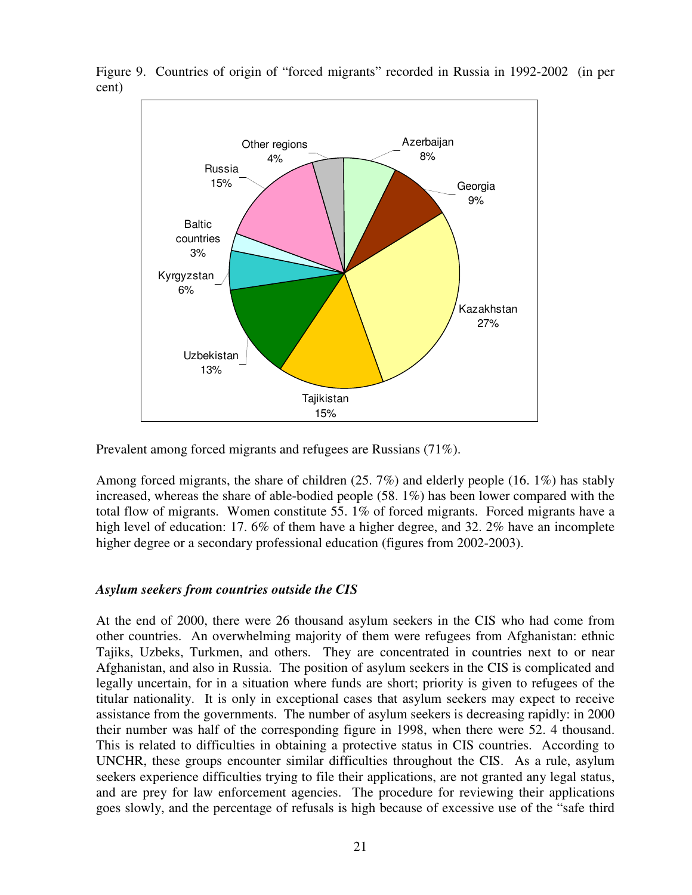Figure 9. Countries of origin of "forced migrants" recorded in Russia in 1992-2002 (in per cent)

| Country | Per cent |
|---|---|
| Azerbaijan | 8% |
| Georgia | 9% |
| Kazakhstan | 27% |
| Tajikistan | 15% |
| Uzbekistan | 13% |
| Kyrgyzstan | 6% |
| Baltic countries | 3% |
| Russia | 15% |
| Other regions | 4% |

Prevalent among forced migrants and refugees are Russians (71%).

Among forced migrants, the share of children (25. 7%) and elderly people (16. 1%) has stably increased, whereas the share of able-bodied people (58. 1%) has been lower compared with the total flow of migrants. Women constitute 55. 1% of forced migrants. Forced migrants have a high level of education: 17. 6% of them have a higher degree, and 32. 2% have an incomplete higher degree or a secondary professional education (figures from 2002-2003).

***Asylum seekers from countries outside the CIS***

At the end of 2000, there were 26 thousand asylum seekers in the CIS who had come from other countries. An overwhelming majority of them were refugees from Afghanistan: ethnic Tajiks, Uzbeks, Turkmen, and others. They are concentrated in countries next to or near Afghanistan, and also in Russia. The position of asylum seekers in the CIS is complicated and legally uncertain, for in a situation where funds are short; priority is given to refugees of the titular nationality. It is only in exceptional cases that asylum seekers may expect to receive assistance from the governments. The number of asylum seekers is decreasing rapidly: in 2000 their number was half of the corresponding figure in 1998, when there were 52. 4 thousand. This is related to difficulties in obtaining a protective status in CIS countries. According to UNCHR, these groups encounter similar difficulties throughout the CIS. As a rule, asylum seekers experience difficulties trying to file their applications, are not granted any legal status, and are prey for law enforcement agencies. The procedure for reviewing their applications goes slowly, and the percentage of refusals is high because of excessive use of the "safe third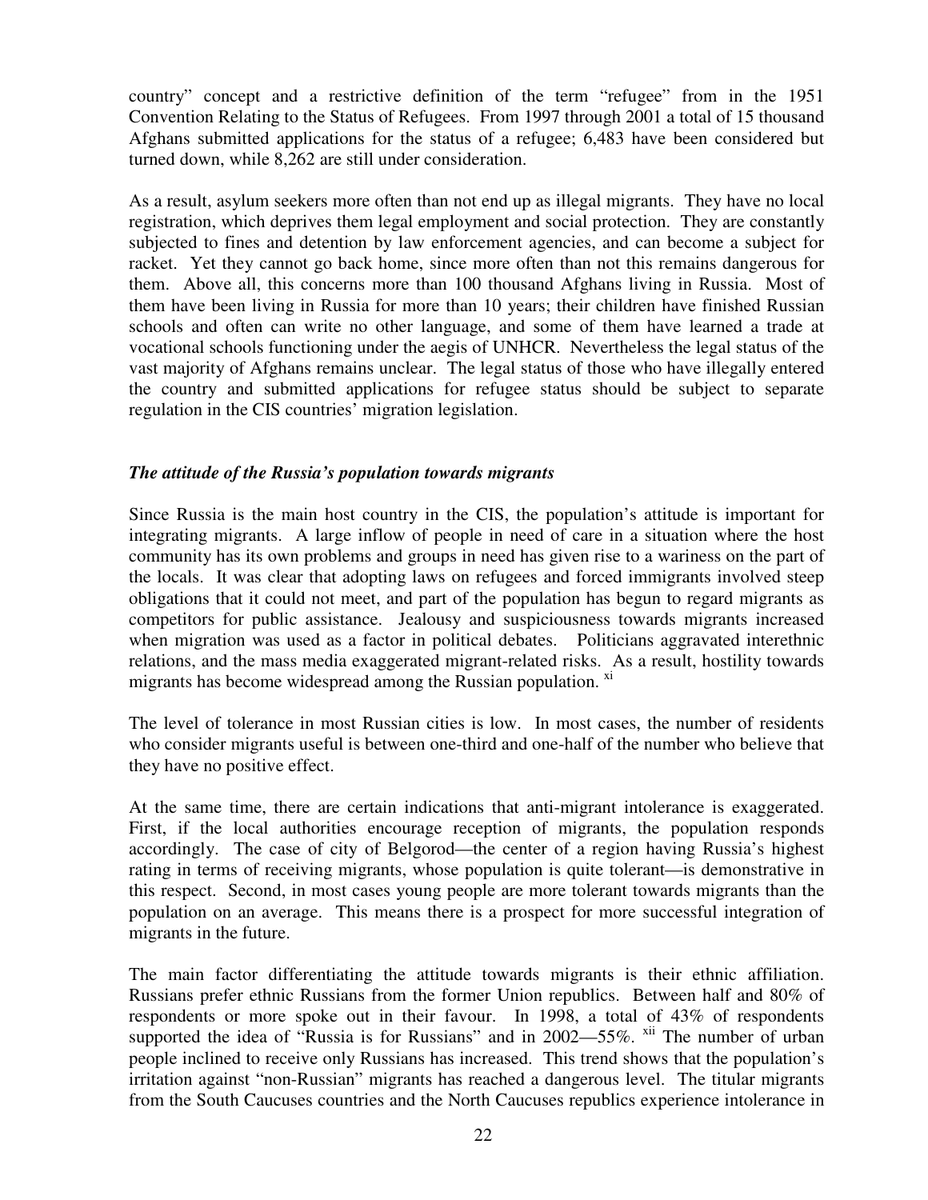country" concept and a restrictive definition of the term "refugee" from in the 1951 Convention Relating to the Status of Refugees. From 1997 through 2001 a total of 15 thousand Afghans submitted applications for the status of a refugee; 6,483 have been considered but turned down, while 8,262 are still under consideration.

As a result, asylum seekers more often than not end up as illegal migrants. They have no local registration, which deprives them legal employment and social protection. They are constantly subjected to fines and detention by law enforcement agencies, and can become a subject for racket. Yet they cannot go back home, since more often than not this remains dangerous for them. Above all, this concerns more than 100 thousand Afghans living in Russia. Most of them have been living in Russia for more than 10 years; their children have finished Russian schools and often can write no other language, and some of them have learned a trade at vocational schools functioning under the aegis of UNHCR. Nevertheless the legal status of the vast majority of Afghans remains unclear. The legal status of those who have illegally entered the country and submitted applications for refugee status should be subject to separate regulation in the CIS countries' migration legislation.

### *The attitude of the Russia's population towards migrants*

Since Russia is the main host country in the CIS, the population's attitude is important for integrating migrants. A large inflow of people in need of care in a situation where the host community has its own problems and groups in need has given rise to a wariness on the part of the locals. It was clear that adopting laws on refugees and forced immigrants involved steep obligations that it could not meet, and part of the population has begun to regard migrants as competitors for public assistance. Jealousy and suspiciousness towards migrants increased when migration was used as a factor in political debates. Politicians aggravated interethnic relations, and the mass media exaggerated migrant-related risks. As a result, hostility towards migrants has become widespread among the Russian population. [xi]

The level of tolerance in most Russian cities is low. In most cases, the number of residents who consider migrants useful is between one-third and one-half of the number who believe that they have no positive effect.

At the same time, there are certain indications that anti-migrant intolerance is exaggerated. First, if the local authorities encourage reception of migrants, the population responds accordingly. The case of city of Belgorod—the center of a region having Russia's highest rating in terms of receiving migrants, whose population is quite tolerant—is demonstrative in this respect. Second, in most cases young people are more tolerant towards migrants than the population on an average. This means there is a prospect for more successful integration of migrants in the future.

The main factor differentiating the attitude towards migrants is their ethnic affiliation. Russians prefer ethnic Russians from the former Union republics. Between half and 80% of respondents or more spoke out in their favour. In 1998, a total of 43% of respondents supported the idea of "Russia is for Russians" and in 2002—55%. [xii] The number of urban people inclined to receive only Russians has increased. This trend shows that the population's irritation against "non-Russian" migrants has reached a dangerous level. The titular migrants from the South Caucuses countries and the North Caucuses republics experience intolerance in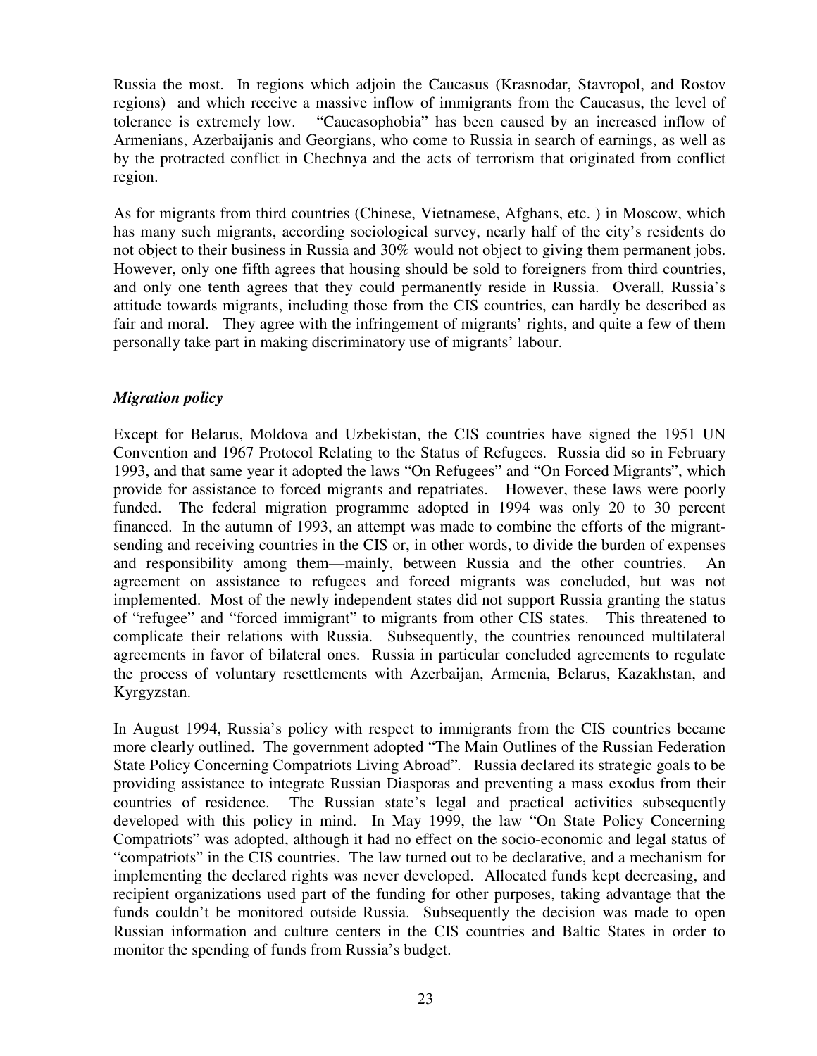Russia the most. In regions which adjoin the Caucasus (Krasnodar, Stavropol, and Rostov regions) and which receive a massive inflow of immigrants from the Caucasus, the level of tolerance is extremely low. "Caucasophobia" has been caused by an increased inflow of Armenians, Azerbaijanis and Georgians, who come to Russia in search of earnings, as well as by the protracted conflict in Chechnya and the acts of terrorism that originated from conflict region.

As for migrants from third countries (Chinese, Vietnamese, Afghans, etc. ) in Moscow, which has many such migrants, according sociological survey, nearly half of the city's residents do not object to their business in Russia and 30% would not object to giving them permanent jobs. However, only one fifth agrees that housing should be sold to foreigners from third countries, and only one tenth agrees that they could permanently reside in Russia. Overall, Russia's attitude towards migrants, including those from the CIS countries, can hardly be described as fair and moral. They agree with the infringement of migrants' rights, and quite a few of them personally take part in making discriminatory use of migrants' labour.

### *Migration policy*

Except for Belarus, Moldova and Uzbekistan, the CIS countries have signed the 1951 UN Convention and 1967 Protocol Relating to the Status of Refugees. Russia did so in February 1993, and that same year it adopted the laws "On Refugees" and "On Forced Migrants", which provide for assistance to forced migrants and repatriates. However, these laws were poorly funded. The federal migration programme adopted in 1994 was only 20 to 30 percent financed. In the autumn of 1993, an attempt was made to combine the efforts of the migrant-sending and receiving countries in the CIS or, in other words, to divide the burden of expenses and responsibility among them—mainly, between Russia and the other countries. An agreement on assistance to refugees and forced migrants was concluded, but was not implemented. Most of the newly independent states did not support Russia granting the status of "refugee" and "forced immigrant" to migrants from other CIS states. This threatened to complicate their relations with Russia. Subsequently, the countries renounced multilateral agreements in favor of bilateral ones. Russia in particular concluded agreements to regulate the process of voluntary resettlements with Azerbaijan, Armenia, Belarus, Kazakhstan, and Kyrgyzstan.

In August 1994, Russia's policy with respect to immigrants from the CIS countries became more clearly outlined. The government adopted "The Main Outlines of the Russian Federation State Policy Concerning Compatriots Living Abroad". Russia declared its strategic goals to be providing assistance to integrate Russian Diasporas and preventing a mass exodus from their countries of residence. The Russian state's legal and practical activities subsequently developed with this policy in mind. In May 1999, the law "On State Policy Concerning Compatriots" was adopted, although it had no effect on the socio-economic and legal status of "compatriots" in the CIS countries. The law turned out to be declarative, and a mechanism for implementing the declared rights was never developed. Allocated funds kept decreasing, and recipient organizations used part of the funding for other purposes, taking advantage that the funds couldn't be monitored outside Russia. Subsequently the decision was made to open Russian information and culture centers in the CIS countries and Baltic States in order to monitor the spending of funds from Russia's budget.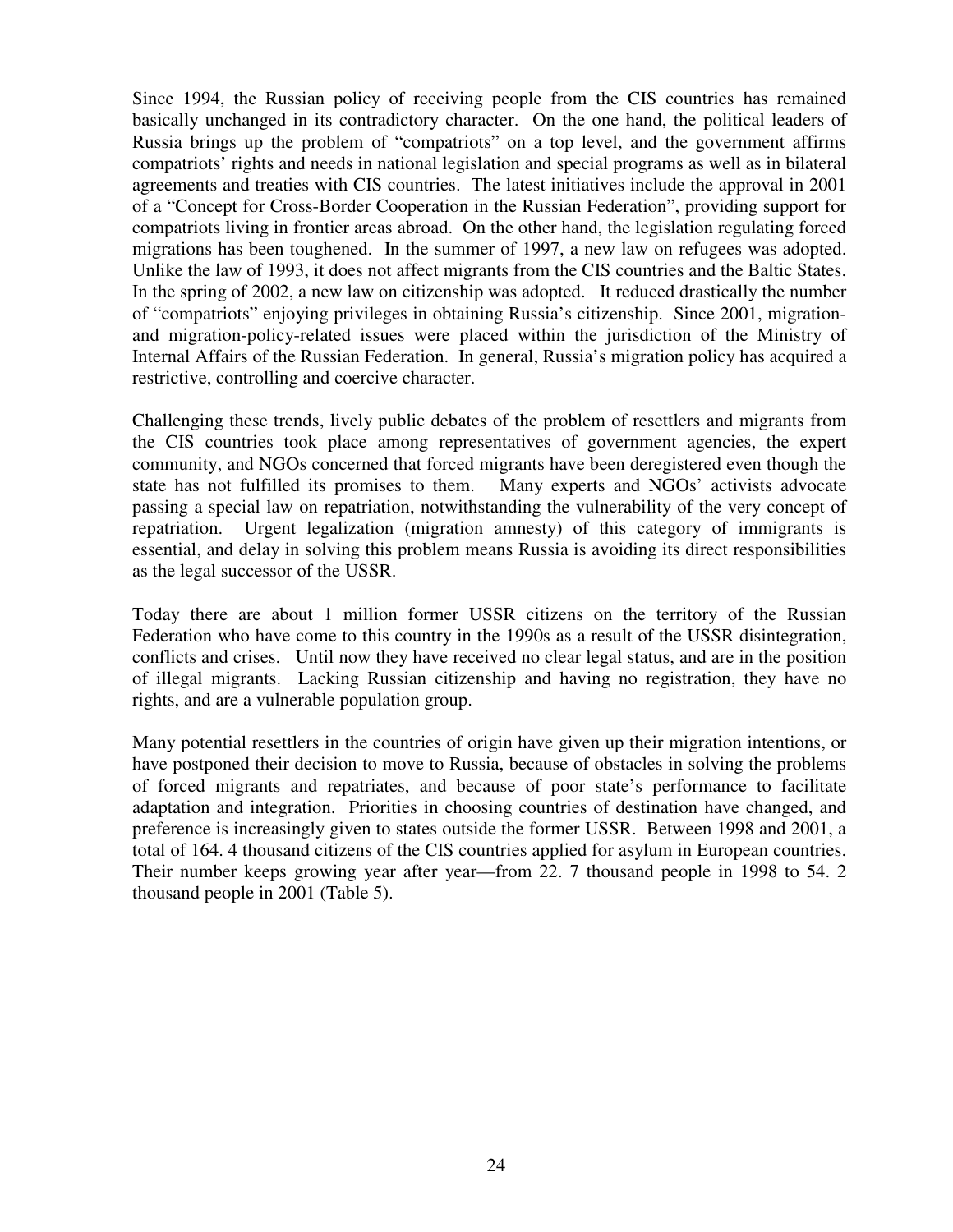Since 1994, the Russian policy of receiving people from the CIS countries has remained basically unchanged in its contradictory character. On the one hand, the political leaders of Russia brings up the problem of "compatriots" on a top level, and the government affirms compatriots' rights and needs in national legislation and special programs as well as in bilateral agreements and treaties with CIS countries. The latest initiatives include the approval in 2001 of a "Concept for Cross-Border Cooperation in the Russian Federation", providing support for compatriots living in frontier areas abroad. On the other hand, the legislation regulating forced migrations has been toughened. In the summer of 1997, a new law on refugees was adopted. Unlike the law of 1993, it does not affect migrants from the CIS countries and the Baltic States. In the spring of 2002, a new law on citizenship was adopted. It reduced drastically the number of "compatriots" enjoying privileges in obtaining Russia's citizenship. Since 2001, migration- and migration-policy-related issues were placed within the jurisdiction of the Ministry of Internal Affairs of the Russian Federation. In general, Russia's migration policy has acquired a restrictive, controlling and coercive character.

Challenging these trends, lively public debates of the problem of resettlers and migrants from the CIS countries took place among representatives of government agencies, the expert community, and NGOs concerned that forced migrants have been deregistered even though the state has not fulfilled its promises to them. Many experts and NGOs' activists advocate passing a special law on repatriation, notwithstanding the vulnerability of the very concept of repatriation. Urgent legalization (migration amnesty) of this category of immigrants is essential, and delay in solving this problem means Russia is avoiding its direct responsibilities as the legal successor of the USSR.

Today there are about 1 million former USSR citizens on the territory of the Russian Federation who have come to this country in the 1990s as a result of the USSR disintegration, conflicts and crises. Until now they have received no clear legal status, and are in the position of illegal migrants. Lacking Russian citizenship and having no registration, they have no rights, and are a vulnerable population group.

Many potential resettlers in the countries of origin have given up their migration intentions, or have postponed their decision to move to Russia, because of obstacles in solving the problems of forced migrants and repatriates, and because of poor state's performance to facilitate adaptation and integration. Priorities in choosing countries of destination have changed, and preference is increasingly given to states outside the former USSR. Between 1998 and 2001, a total of 164. 4 thousand citizens of the CIS countries applied for asylum in European countries. Their number keeps growing year after year—from 22. 7 thousand people in 1998 to 54. 2 thousand people in 2001 (Table 5).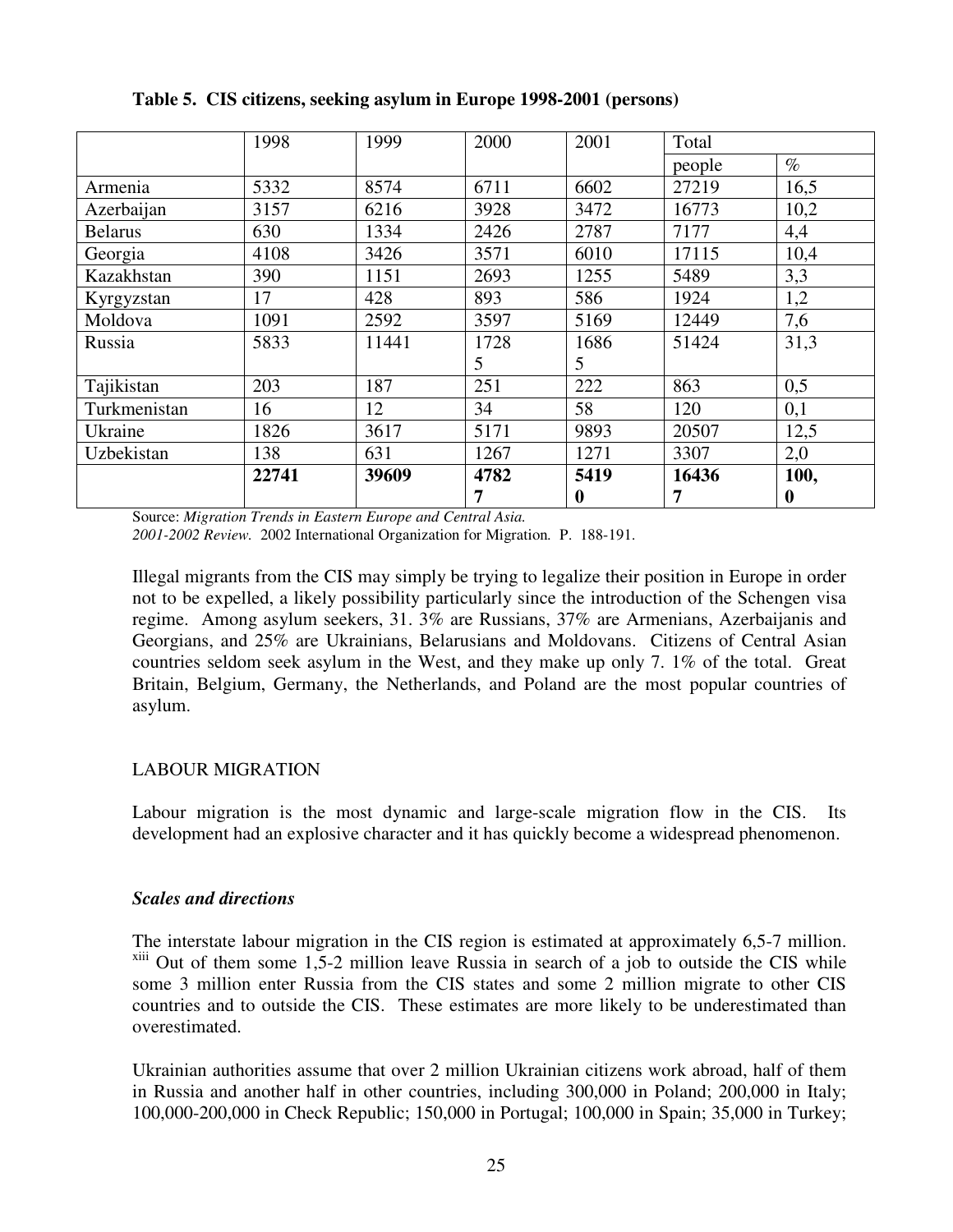**Table 5. CIS citizens, seeking asylum in Europe 1998-2001 (persons)**

| | 1998 | 1999 | 2000 | 2001 | Total | |
|---|---|---|---|---|---|---|
| | | | | | people | % |
| Armenia | 5332 | 8574 | 6711 | 6602 | 27219 | 16,5 |
| Azerbaijan | 3157 | 6216 | 3928 | 3472 | 16773 | 10,2 |
| Belarus | 630 | 1334 | 2426 | 2787 | 7177 | 4,4 |
| Georgia | 4108 | 3426 | 3571 | 6010 | 17115 | 10,4 |
| Kazakhstan | 390 | 1151 | 2693 | 1255 | 5489 | 3,3 |
| Kyrgyzstan | 17 | 428 | 893 | 586 | 1924 | 1,2 |
| Moldova | 1091 | 2592 | 3597 | 5169 | 12449 | 7,6 |
| Russia | 5833 | 11441 | 17285 | 16865 | 51424 | 31,3 |
| Tajikistan | 203 | 187 | 251 | 222 | 863 | 0,5 |
| Turkmenistan | 16 | 12 | 34 | 58 | 120 | 0,1 |
| Ukraine | 1826 | 3617 | 5171 | 9893 | 20507 | 12,5 |
| Uzbekistan | 138 | 631 | 1267 | 1271 | 3307 | 2,0 |
| | **22741** | **39609** | **47827** | **54190** | **164367** | **100,0** |

Source: *Migration Trends in Eastern Europe and Central Asia. 2001-2002 Review.* 2002 International Organization for Migration. P. 188-191.

Illegal migrants from the CIS may simply be trying to legalize their position in Europe in order not to be expelled, a likely possibility particularly since the introduction of the Schengen visa regime. Among asylum seekers, 31. 3% are Russians, 37% are Armenians, Azerbaijanis and Georgians, and 25% are Ukrainians, Belarusians and Moldovans. Citizens of Central Asian countries seldom seek asylum in the West, and they make up only 7. 1% of the total. Great Britain, Belgium, Germany, the Netherlands, and Poland are the most popular countries of asylum.

## LABOUR MIGRATION

Labour migration is the most dynamic and large-scale migration flow in the CIS. Its development had an explosive character and it has quickly become a widespread phenomenon.

### *Scales and directions*

The interstate labour migration in the CIS region is estimated at approximately 6,5-7 million.[xiii] Out of them some 1,5-2 million leave Russia in search of a job to outside the CIS while some 3 million enter Russia from the CIS states and some 2 million migrate to other CIS countries and to outside the CIS. These estimates are more likely to be underestimated than overestimated.

Ukrainian authorities assume that over 2 million Ukrainian citizens work abroad, half of them in Russia and another half in other countries, including 300,000 in Poland; 200,000 in Italy; 100,000-200,000 in Check Republic; 150,000 in Portugal; 100,000 in Spain; 35,000 in Turkey;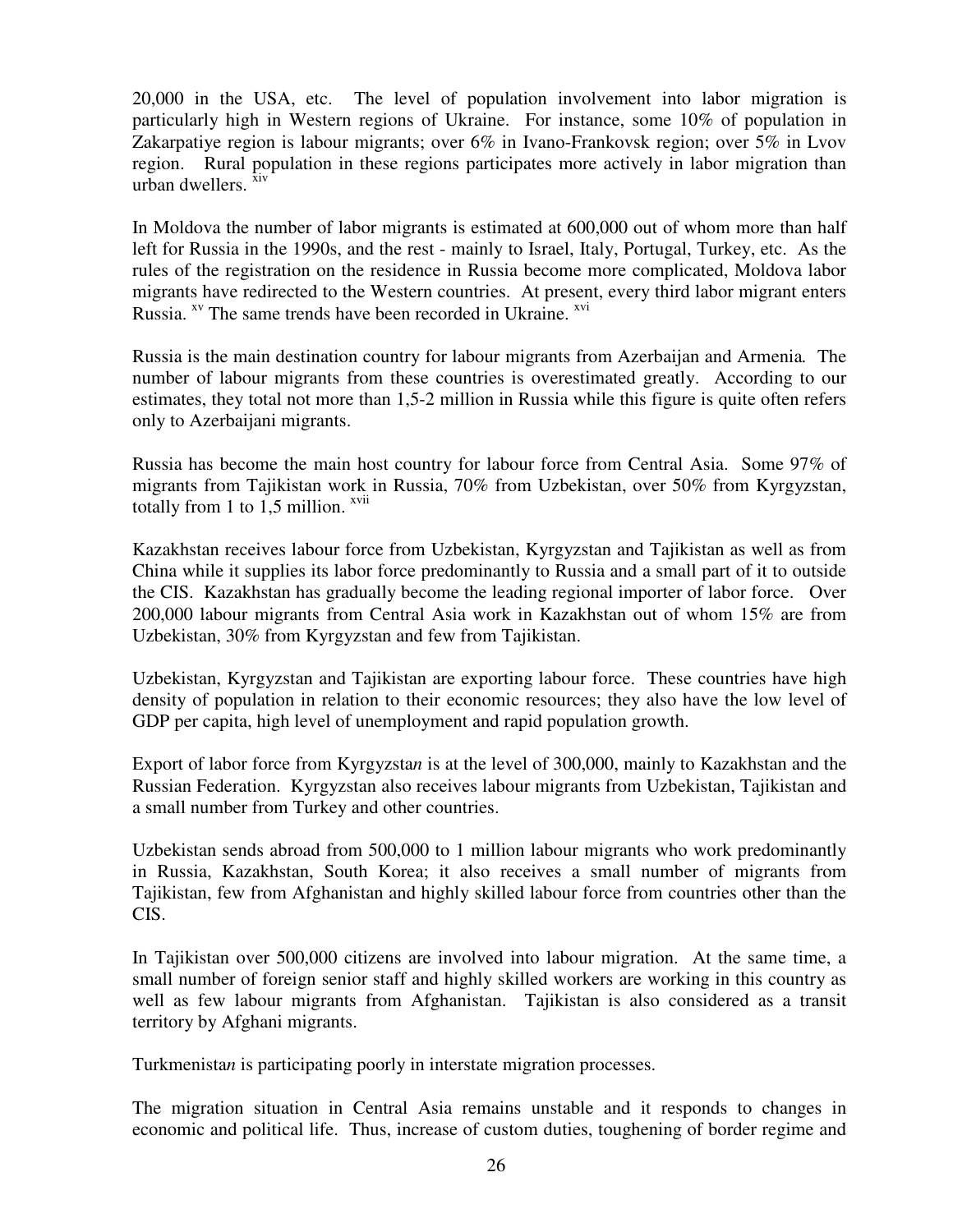20,000 in the USA, etc. The level of population involvement into labor migration is particularly high in Western regions of Ukraine. For instance, some 10% of population in Zakarpatiye region is labour migrants; over 6% in Ivano-Frankovsk region; over 5% in Lvov region. Rural population in these regions participates more actively in labor migration than urban dwellers. [xiv]

In Moldova the number of labor migrants is estimated at 600,000 out of whom more than half left for Russia in the 1990s, and the rest - mainly to Israel, Italy, Portugal, Turkey, etc. As the rules of the registration on the residence in Russia become more complicated, Moldova labor migrants have redirected to the Western countries. At present, every third labor migrant enters Russia. [xv] The same trends have been recorded in Ukraine. [xvi]

Russia is the main destination country for labour migrants from Azerbaijan and Armenia*.* The number of labour migrants from these countries is overestimated greatly. According to our estimates, they total not more than 1,5-2 million in Russia while this figure is quite often refers only to Azerbaijani migrants.

Russia has become the main host country for labour force from Central Asia. Some 97% of migrants from Tajikistan work in Russia, 70% from Uzbekistan, over 50% from Kyrgyzstan, totally from 1 to 1,5 million. [xvii]

Kazakhstan receives labour force from Uzbekistan, Kyrgyzstan and Tajikistan as well as from China while it supplies its labor force predominantly to Russia and a small part of it to outside the CIS. Kazakhstan has gradually become the leading regional importer of labor force. Over 200,000 labour migrants from Central Asia work in Kazakhstan out of whom 15% are from Uzbekistan, 30% from Kyrgyzstan and few from Tajikistan.

Uzbekistan, Kyrgyzstan and Tajikistan are exporting labour force. These countries have high density of population in relation to their economic resources; they also have the low level of GDP per capita, high level of unemployment and rapid population growth.

Export of labor force from Kyrgyzsta*n* is at the level of 300,000, mainly to Kazakhstan and the Russian Federation. Kyrgyzstan also receives labour migrants from Uzbekistan, Tajikistan and a small number from Turkey and other countries.

Uzbekistan sends abroad from 500,000 to 1 million labour migrants who work predominantly in Russia, Kazakhstan, South Korea; it also receives a small number of migrants from Tajikistan, few from Afghanistan and highly skilled labour force from countries other than the CIS.

In Tajikistan over 500,000 citizens are involved into labour migration. At the same time, a small number of foreign senior staff and highly skilled workers are working in this country as well as few labour migrants from Afghanistan. Tajikistan is also considered as a transit territory by Afghani migrants.

Turkmenista*n* is participating poorly in interstate migration processes.

The migration situation in Central Asia remains unstable and it responds to changes in economic and political life. Thus, increase of custom duties, toughening of border regime and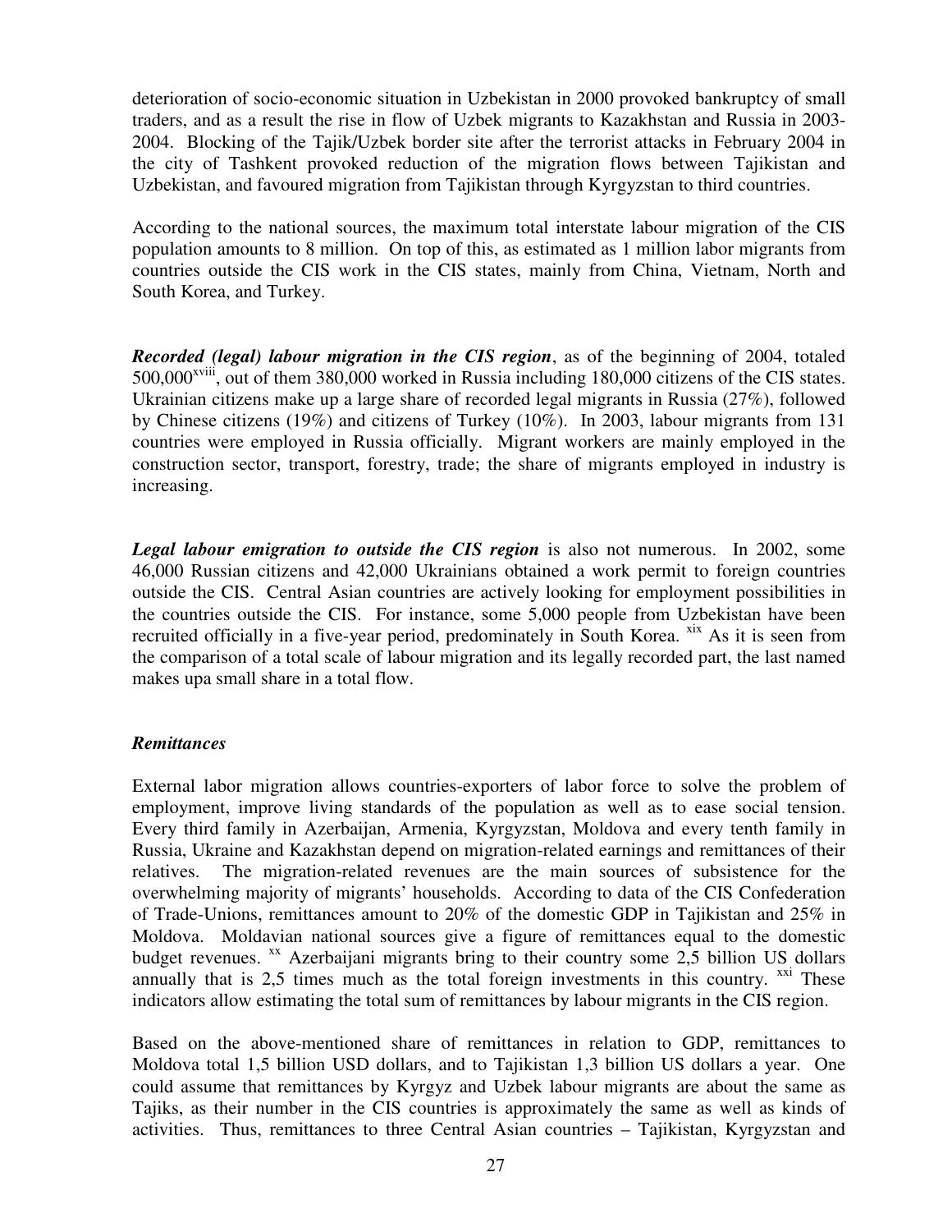deterioration of socio-economic situation in Uzbekistan in 2000 provoked bankruptcy of small traders, and as a result the rise in flow of Uzbek migrants to Kazakhstan and Russia in 2003-2004. Blocking of the Tajik/Uzbek border site after the terrorist attacks in February 2004 in the city of Tashkent provoked reduction of the migration flows between Tajikistan and Uzbekistan, and favoured migration from Tajikistan through Kyrgyzstan to third countries.

According to the national sources, the maximum total interstate labour migration of the CIS population amounts to 8 million. On top of this, as estimated as 1 million labor migrants from countries outside the CIS work in the CIS states, mainly from China, Vietnam, North and South Korea, and Turkey.

***Recorded (legal) labour migration in the CIS region***, as of the beginning of 2004, totaled 500,000[xviii], out of them 380,000 worked in Russia including 180,000 citizens of the CIS states. Ukrainian citizens make up a large share of recorded legal migrants in Russia (27%), followed by Chinese citizens (19%) and citizens of Turkey (10%). In 2003, labour migrants from 131 countries were employed in Russia officially. Migrant workers are mainly employed in the construction sector, transport, forestry, trade; the share of migrants employed in industry is increasing.

***Legal labour emigration to outside the CIS region*** is also not numerous. In 2002, some 46,000 Russian citizens and 42,000 Ukrainians obtained a work permit to foreign countries outside the CIS. Central Asian countries are actively looking for employment possibilities in the countries outside the CIS. For instance, some 5,000 people from Uzbekistan have been recruited officially in a five-year period, predominately in South Korea. [xix] As it is seen from the comparison of a total scale of labour migration and its legally recorded part, the last named makes upa small share in a total flow.

***Remittances***

External labor migration allows countries-exporters of labor force to solve the problem of employment, improve living standards of the population as well as to ease social tension. Every third family in Azerbaijan, Armenia, Kyrgyzstan, Moldova and every tenth family in Russia, Ukraine and Kazakhstan depend on migration-related earnings and remittances of their relatives. The migration-related revenues are the main sources of subsistence for the overwhelming majority of migrants' households. According to data of the CIS Confederation of Trade-Unions, remittances amount to 20% of the domestic GDP in Tajikistan and 25% in Moldova. Moldavian national sources give a figure of remittances equal to the domestic budget revenues. [xx] Azerbaijani migrants bring to their country some 2,5 billion US dollars annually that is 2,5 times much as the total foreign investments in this country. [xxi] These indicators allow estimating the total sum of remittances by labour migrants in the CIS region.

Based on the above-mentioned share of remittances in relation to GDP, remittances to Moldova total 1,5 billion USD dollars, and to Tajikistan 1,3 billion US dollars a year. One could assume that remittances by Kyrgyz and Uzbek labour migrants are about the same as Tajiks, as their number in the CIS countries is approximately the same as well as kinds of activities. Thus, remittances to three Central Asian countries – Tajikistan, Kyrgyzstan and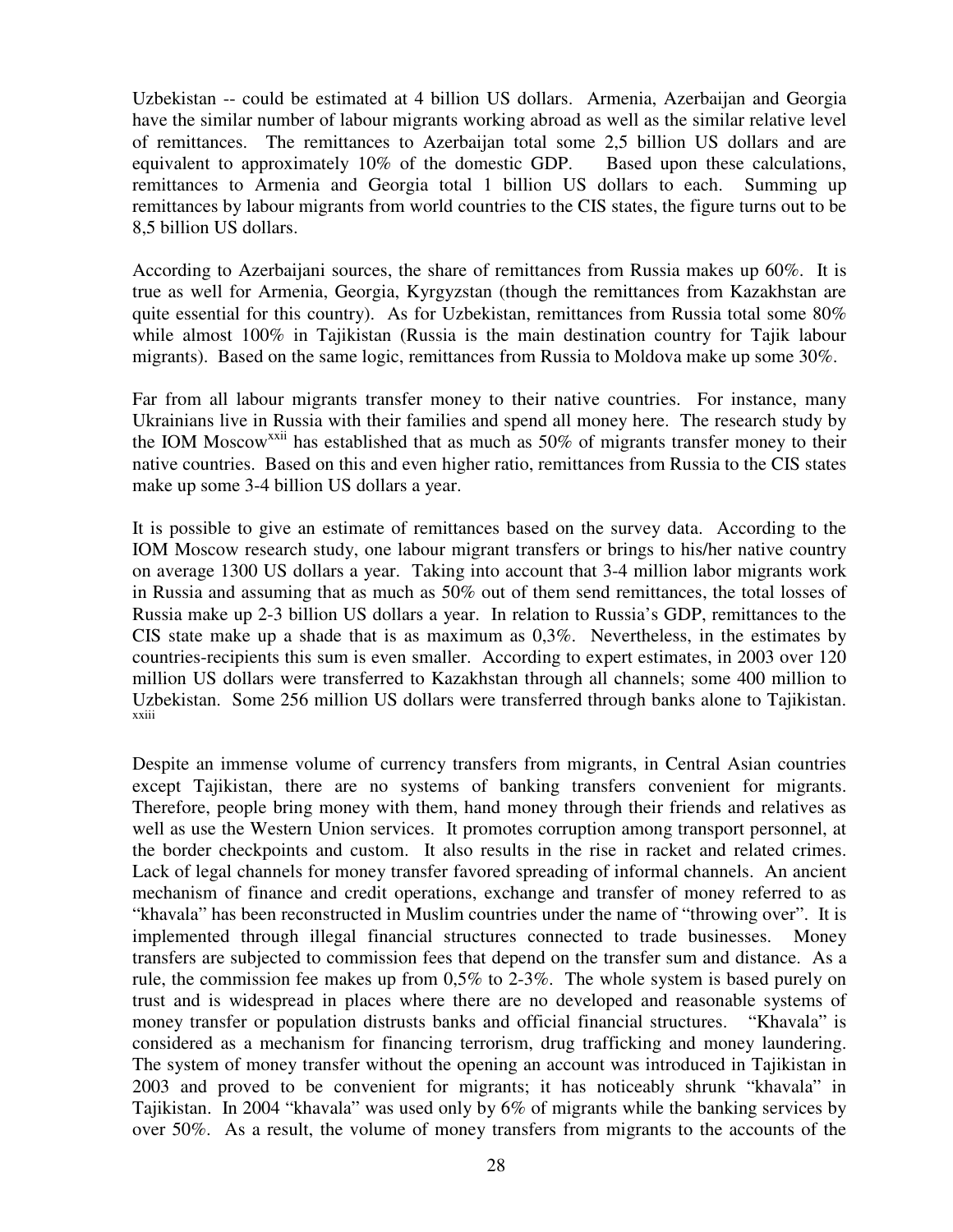Uzbekistan -- could be estimated at 4 billion US dollars. Armenia, Azerbaijan and Georgia have the similar number of labour migrants working abroad as well as the similar relative level of remittances. The remittances to Azerbaijan total some 2,5 billion US dollars and are equivalent to approximately 10% of the domestic GDP. Based upon these calculations, remittances to Armenia and Georgia total 1 billion US dollars to each. Summing up remittances by labour migrants from world countries to the CIS states, the figure turns out to be 8,5 billion US dollars.

According to Azerbaijani sources, the share of remittances from Russia makes up 60%. It is true as well for Armenia, Georgia, Kyrgyzstan (though the remittances from Kazakhstan are quite essential for this country). As for Uzbekistan, remittances from Russia total some 80% while almost 100% in Tajikistan (Russia is the main destination country for Tajik labour migrants). Based on the same logic, remittances from Russia to Moldova make up some 30%.

Far from all labour migrants transfer money to their native countries. For instance, many Ukrainians live in Russia with their families and spend all money here. The research study by the IOM Moscow[xxii] has established that as much as 50% of migrants transfer money to their native countries. Based on this and even higher ratio, remittances from Russia to the CIS states make up some 3-4 billion US dollars a year.

It is possible to give an estimate of remittances based on the survey data. According to the IOM Moscow research study, one labour migrant transfers or brings to his/her native country on average 1300 US dollars a year. Taking into account that 3-4 million labor migrants work in Russia and assuming that as much as 50% out of them send remittances, the total losses of Russia make up 2-3 billion US dollars a year. In relation to Russia's GDP, remittances to the CIS state make up a shade that is as maximum as 0,3%. Nevertheless, in the estimates by countries-recipients this sum is even smaller. According to expert estimates, in 2003 over 120 million US dollars were transferred to Kazakhstan through all channels; some 400 million to Uzbekistan. Some 256 million US dollars were transferred through banks alone to Tajikistan.[xxiii]

Despite an immense volume of currency transfers from migrants, in Central Asian countries except Tajikistan, there are no systems of banking transfers convenient for migrants. Therefore, people bring money with them, hand money through their friends and relatives as well as use the Western Union services. It promotes corruption among transport personnel, at the border checkpoints and custom. It also results in the rise in racket and related crimes. Lack of legal channels for money transfer favored spreading of informal channels. An ancient mechanism of finance and credit operations, exchange and transfer of money referred to as "khavala" has been reconstructed in Muslim countries under the name of "throwing over". It is implemented through illegal financial structures connected to trade businesses. Money transfers are subjected to commission fees that depend on the transfer sum and distance. As a rule, the commission fee makes up from 0,5% to 2-3%. The whole system is based purely on trust and is widespread in places where there are no developed and reasonable systems of money transfer or population distrusts banks and official financial structures. "Khavala" is considered as a mechanism for financing terrorism, drug trafficking and money laundering. The system of money transfer without the opening an account was introduced in Tajikistan in 2003 and proved to be convenient for migrants; it has noticeably shrunk "khavala" in Tajikistan. In 2004 "khavala" was used only by 6% of migrants while the banking services by over 50%. As a result, the volume of money transfers from migrants to the accounts of the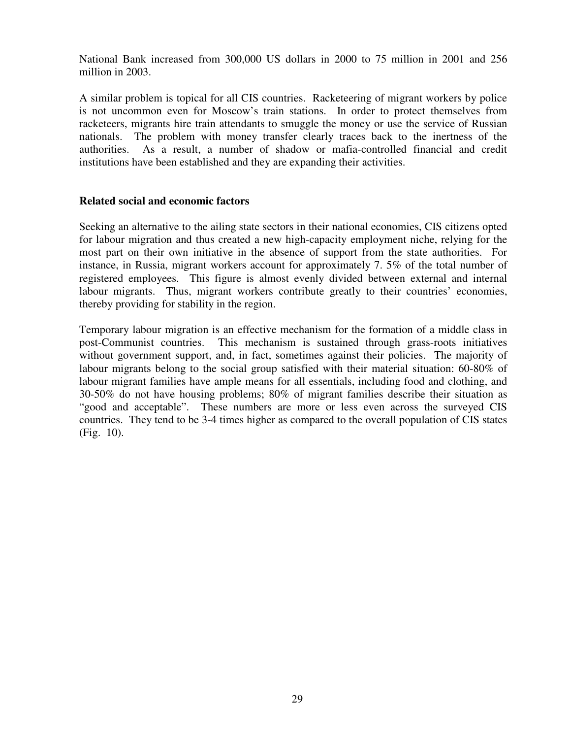National Bank increased from 300,000 US dollars in 2000 to 75 million in 2001 and 256 million in 2003.

A similar problem is topical for all CIS countries. Racketeering of migrant workers by police is not uncommon even for Moscow's train stations. In order to protect themselves from racketeers, migrants hire train attendants to smuggle the money or use the service of Russian nationals. The problem with money transfer clearly traces back to the inertness of the authorities. As a result, a number of shadow or mafia-controlled financial and credit institutions have been established and they are expanding their activities.

**Related social and economic factors**

Seeking an alternative to the ailing state sectors in their national economies, CIS citizens opted for labour migration and thus created a new high-capacity employment niche, relying for the most part on their own initiative in the absence of support from the state authorities. For instance, in Russia, migrant workers account for approximately 7. 5% of the total number of registered employees. This figure is almost evenly divided between external and internal labour migrants. Thus, migrant workers contribute greatly to their countries' economies, thereby providing for stability in the region.

Temporary labour migration is an effective mechanism for the formation of a middle class in post-Communist countries. This mechanism is sustained through grass-roots initiatives without government support, and, in fact, sometimes against their policies. The majority of labour migrants belong to the social group satisfied with their material situation: 60-80% of labour migrant families have ample means for all essentials, including food and clothing, and 30-50% do not have housing problems; 80% of migrant families describe their situation as "good and acceptable". These numbers are more or less even across the surveyed CIS countries. They tend to be 3-4 times higher as compared to the overall population of CIS states (Fig. 10).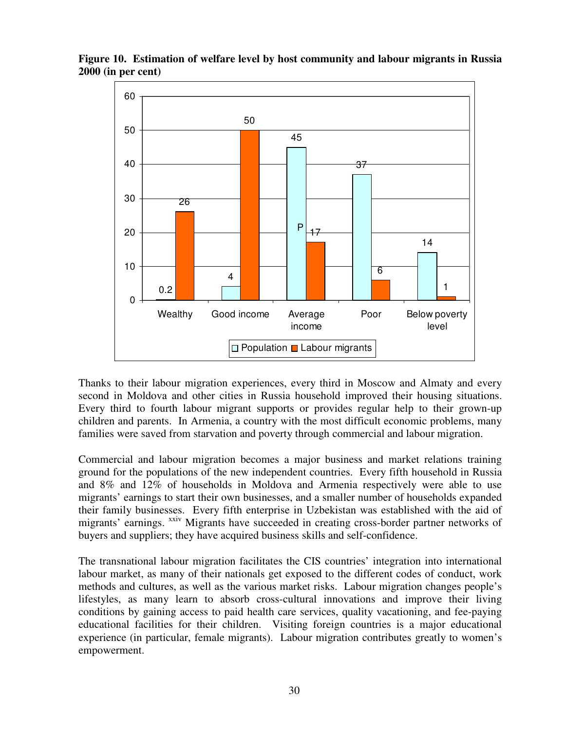**Figure 10. Estimation of welfare level by host community and labour migrants in Russia 2000 (in per cent)**

| | Wealthy | Good income | Average income | Poor | Below poverty level |
|---|---|---|---|---|---|
| Population | 0.2 | 4 | 45 | 37 | 14 |
| Labour migrants | 26 | 50 | 17 | 6 | 1 |

Thanks to their labour migration experiences, every third in Moscow and Almaty and every second in Moldova and other cities in Russia household improved their housing situations. Every third to fourth labour migrant supports or provides regular help to their grown-up children and parents. In Armenia, a country with the most difficult economic problems, many families were saved from starvation and poverty through commercial and labour migration.

Commercial and labour migration becomes a major business and market relations training ground for the populations of the new independent countries. Every fifth household in Russia and 8% and 12% of households in Moldova and Armenia respectively were able to use migrants' earnings to start their own businesses, and a smaller number of households expanded their family businesses. Every fifth enterprise in Uzbekistan was established with the aid of migrants' earnings. [xxiv] Migrants have succeeded in creating cross-border partner networks of buyers and suppliers; they have acquired business skills and self-confidence.

The transnational labour migration facilitates the CIS countries' integration into international labour market, as many of their nationals get exposed to the different codes of conduct, work methods and cultures, as well as the various market risks. Labour migration changes people's lifestyles, as many learn to absorb cross-cultural innovations and improve their living conditions by gaining access to paid health care services, quality vacationing, and fee-paying educational facilities for their children. Visiting foreign countries is a major educational experience (in particular, female migrants). Labour migration contributes greatly to women's empowerment.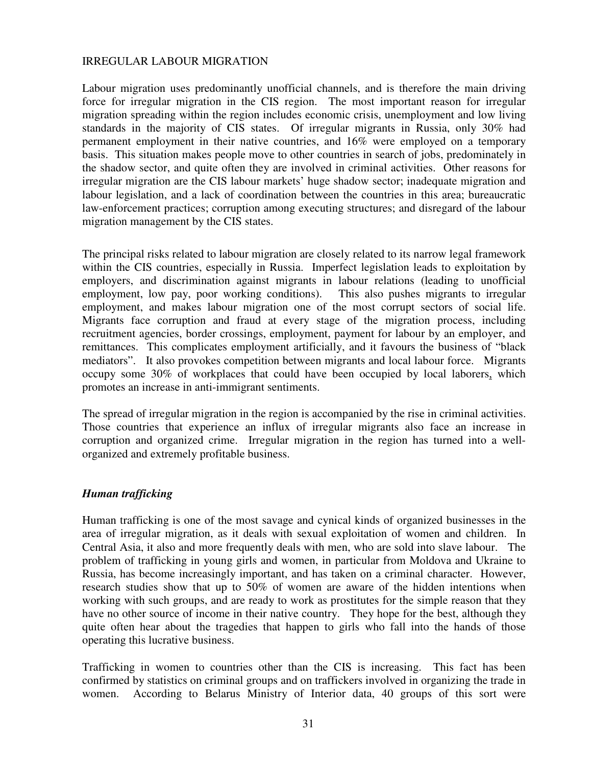IRREGULAR LABOUR MIGRATION

Labour migration uses predominantly unofficial channels, and is therefore the main driving force for irregular migration in the CIS region. The most important reason for irregular migration spreading within the region includes economic crisis, unemployment and low living standards in the majority of CIS states. Of irregular migrants in Russia, only 30% had permanent employment in their native countries, and 16% were employed on a temporary basis. This situation makes people move to other countries in search of jobs, predominately in the shadow sector, and quite often they are involved in criminal activities. Other reasons for irregular migration are the CIS labour markets' huge shadow sector; inadequate migration and labour legislation, and a lack of coordination between the countries in this area; bureaucratic law-enforcement practices; corruption among executing structures; and disregard of the labour migration management by the CIS states.

The principal risks related to labour migration are closely related to its narrow legal framework within the CIS countries, especially in Russia. Imperfect legislation leads to exploitation by employers, and discrimination against migrants in labour relations (leading to unofficial employment, low pay, poor working conditions). This also pushes migrants to irregular employment, and makes labour migration one of the most corrupt sectors of social life. Migrants face corruption and fraud at every stage of the migration process, including recruitment agencies, border crossings, employment, payment for labour by an employer, and remittances. This complicates employment artificially, and it favours the business of "black mediators". It also provokes competition between migrants and local labour force. Migrants occupy some 30% of workplaces that could have been occupied by local laborers, which promotes an increase in anti-immigrant sentiments.

The spread of irregular migration in the region is accompanied by the rise in criminal activities. Those countries that experience an influx of irregular migrants also face an increase in corruption and organized crime. Irregular migration in the region has turned into a well-organized and extremely profitable business.

### *Human trafficking*

Human trafficking is one of the most savage and cynical kinds of organized businesses in the area of irregular migration, as it deals with sexual exploitation of women and children. In Central Asia, it also and more frequently deals with men, who are sold into slave labour. The problem of trafficking in young girls and women, in particular from Moldova and Ukraine to Russia, has become increasingly important, and has taken on a criminal character. However, research studies show that up to 50% of women are aware of the hidden intentions when working with such groups, and are ready to work as prostitutes for the simple reason that they have no other source of income in their native country. They hope for the best, although they quite often hear about the tragedies that happen to girls who fall into the hands of those operating this lucrative business.

Trafficking in women to countries other than the CIS is increasing. This fact has been confirmed by statistics on criminal groups and on traffickers involved in organizing the trade in women. According to Belarus Ministry of Interior data, 40 groups of this sort were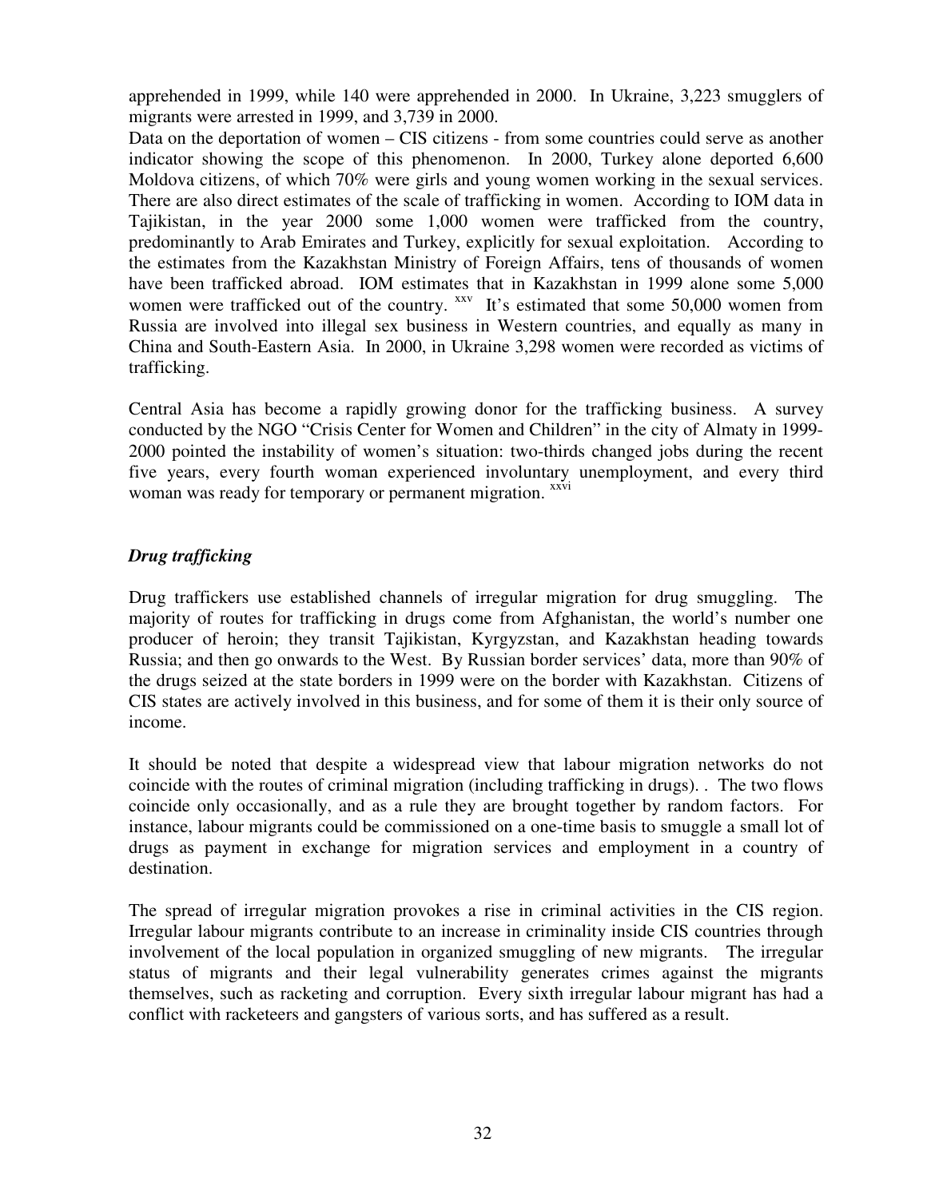apprehended in 1999, while 140 were apprehended in 2000. In Ukraine, 3,223 smugglers of migrants were arrested in 1999, and 3,739 in 2000.

Data on the deportation of women – CIS citizens - from some countries could serve as another indicator showing the scope of this phenomenon. In 2000, Turkey alone deported 6,600 Moldova citizens, of which 70% were girls and young women working in the sexual services. There are also direct estimates of the scale of trafficking in women. According to IOM data in Tajikistan, in the year 2000 some 1,000 women were trafficked from the country, predominantly to Arab Emirates and Turkey, explicitly for sexual exploitation. According to the estimates from the Kazakhstan Ministry of Foreign Affairs, tens of thousands of women have been trafficked abroad. IOM estimates that in Kazakhstan in 1999 alone some 5,000 women were trafficked out of the country. [xxv] It's estimated that some 50,000 women from Russia are involved into illegal sex business in Western countries, and equally as many in China and South-Eastern Asia. In 2000, in Ukraine 3,298 women were recorded as victims of trafficking.

Central Asia has become a rapidly growing donor for the trafficking business. A survey conducted by the NGO "Crisis Center for Women and Children" in the city of Almaty in 1999-2000 pointed the instability of women's situation: two-thirds changed jobs during the recent five years, every fourth woman experienced involuntary unemployment, and every third woman was ready for temporary or permanent migration. [xxvi]

### *Drug trafficking*

Drug traffickers use established channels of irregular migration for drug smuggling. The majority of routes for trafficking in drugs come from Afghanistan, the world's number one producer of heroin; they transit Tajikistan, Kyrgyzstan, and Kazakhstan heading towards Russia; and then go onwards to the West. By Russian border services' data, more than 90% of the drugs seized at the state borders in 1999 were on the border with Kazakhstan. Citizens of CIS states are actively involved in this business, and for some of them it is their only source of income.

It should be noted that despite a widespread view that labour migration networks do not coincide with the routes of criminal migration (including trafficking in drugs). . The two flows coincide only occasionally, and as a rule they are brought together by random factors. For instance, labour migrants could be commissioned on a one-time basis to smuggle a small lot of drugs as payment in exchange for migration services and employment in a country of destination.

The spread of irregular migration provokes a rise in criminal activities in the CIS region. Irregular labour migrants contribute to an increase in criminality inside CIS countries through involvement of the local population in organized smuggling of new migrants. The irregular status of migrants and their legal vulnerability generates crimes against the migrants themselves, such as racketing and corruption. Every sixth irregular labour migrant has had a conflict with racketeers and gangsters of various sorts, and has suffered as a result.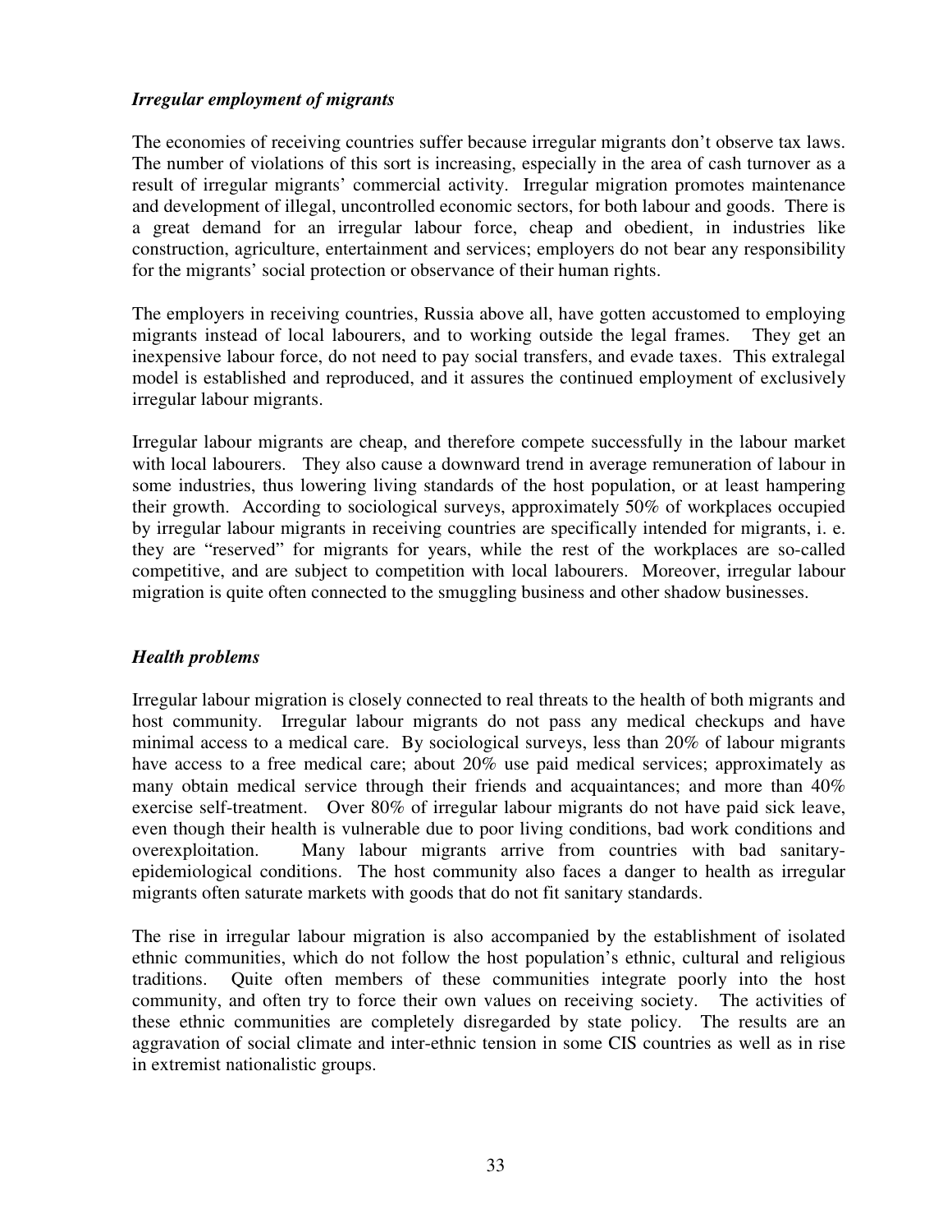### *Irregular employment of migrants*

The economies of receiving countries suffer because irregular migrants don't observe tax laws. The number of violations of this sort is increasing, especially in the area of cash turnover as a result of irregular migrants' commercial activity. Irregular migration promotes maintenance and development of illegal, uncontrolled economic sectors, for both labour and goods. There is a great demand for an irregular labour force, cheap and obedient, in industries like construction, agriculture, entertainment and services; employers do not bear any responsibility for the migrants' social protection or observance of their human rights.

The employers in receiving countries, Russia above all, have gotten accustomed to employing migrants instead of local labourers, and to working outside the legal frames. They get an inexpensive labour force, do not need to pay social transfers, and evade taxes. This extralegal model is established and reproduced, and it assures the continued employment of exclusively irregular labour migrants.

Irregular labour migrants are cheap, and therefore compete successfully in the labour market with local labourers. They also cause a downward trend in average remuneration of labour in some industries, thus lowering living standards of the host population, or at least hampering their growth. According to sociological surveys, approximately 50% of workplaces occupied by irregular labour migrants in receiving countries are specifically intended for migrants, i. e. they are "reserved" for migrants for years, while the rest of the workplaces are so-called competitive, and are subject to competition with local labourers. Moreover, irregular labour migration is quite often connected to the smuggling business and other shadow businesses.

### *Health problems*

Irregular labour migration is closely connected to real threats to the health of both migrants and host community. Irregular labour migrants do not pass any medical checkups and have minimal access to a medical care. By sociological surveys, less than 20% of labour migrants have access to a free medical care; about 20% use paid medical services; approximately as many obtain medical service through their friends and acquaintances; and more than 40% exercise self-treatment. Over 80% of irregular labour migrants do not have paid sick leave, even though their health is vulnerable due to poor living conditions, bad work conditions and overexploitation. Many labour migrants arrive from countries with bad sanitary-epidemiological conditions. The host community also faces a danger to health as irregular migrants often saturate markets with goods that do not fit sanitary standards.

The rise in irregular labour migration is also accompanied by the establishment of isolated ethnic communities, which do not follow the host population's ethnic, cultural and religious traditions. Quite often members of these communities integrate poorly into the host community, and often try to force their own values on receiving society. The activities of these ethnic communities are completely disregarded by state policy. The results are an aggravation of social climate and inter-ethnic tension in some CIS countries as well as in rise in extremist nationalistic groups.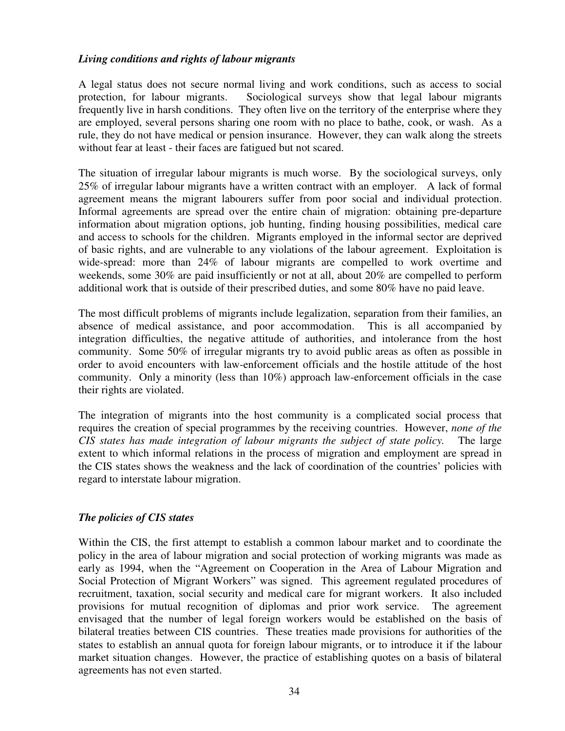### *Living conditions and rights of labour migrants*

A legal status does not secure normal living and work conditions, such as access to social protection, for labour migrants. Sociological surveys show that legal labour migrants frequently live in harsh conditions. They often live on the territory of the enterprise where they are employed, several persons sharing one room with no place to bathe, cook, or wash. As a rule, they do not have medical or pension insurance. However, they can walk along the streets without fear at least - their faces are fatigued but not scared.

The situation of irregular labour migrants is much worse. By the sociological surveys, only 25% of irregular labour migrants have a written contract with an employer. A lack of formal agreement means the migrant labourers suffer from poor social and individual protection. Informal agreements are spread over the entire chain of migration: obtaining pre-departure information about migration options, job hunting, finding housing possibilities, medical care and access to schools for the children. Migrants employed in the informal sector are deprived of basic rights, and are vulnerable to any violations of the labour agreement. Exploitation is wide-spread: more than 24% of labour migrants are compelled to work overtime and weekends, some 30% are paid insufficiently or not at all, about 20% are compelled to perform additional work that is outside of their prescribed duties, and some 80% have no paid leave.

The most difficult problems of migrants include legalization, separation from their families, an absence of medical assistance, and poor accommodation. This is all accompanied by integration difficulties, the negative attitude of authorities, and intolerance from the host community. Some 50% of irregular migrants try to avoid public areas as often as possible in order to avoid encounters with law-enforcement officials and the hostile attitude of the host community. Only a minority (less than 10%) approach law-enforcement officials in the case their rights are violated.

The integration of migrants into the host community is a complicated social process that requires the creation of special programmes by the receiving countries. However, *none of the CIS states has made integration of labour migrants the subject of state policy.* The large extent to which informal relations in the process of migration and employment are spread in the CIS states shows the weakness and the lack of coordination of the countries' policies with regard to interstate labour migration.

### *The policies of CIS states*

Within the CIS, the first attempt to establish a common labour market and to coordinate the policy in the area of labour migration and social protection of working migrants was made as early as 1994, when the "Agreement on Cooperation in the Area of Labour Migration and Social Protection of Migrant Workers" was signed. This agreement regulated procedures of recruitment, taxation, social security and medical care for migrant workers. It also included provisions for mutual recognition of diplomas and prior work service. The agreement envisaged that the number of legal foreign workers would be established on the basis of bilateral treaties between CIS countries. These treaties made provisions for authorities of the states to establish an annual quota for foreign labour migrants, or to introduce it if the labour market situation changes. However, the practice of establishing quotes on a basis of bilateral agreements has not even started.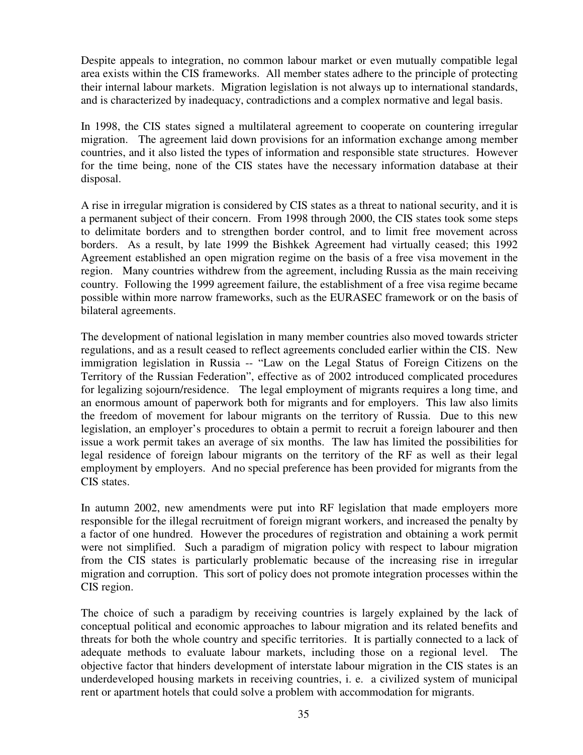Despite appeals to integration, no common labour market or even mutually compatible legal area exists within the CIS frameworks. All member states adhere to the principle of protecting their internal labour markets. Migration legislation is not always up to international standards, and is characterized by inadequacy, contradictions and a complex normative and legal basis.

In 1998, the CIS states signed a multilateral agreement to cooperate on countering irregular migration. The agreement laid down provisions for an information exchange among member countries, and it also listed the types of information and responsible state structures. However for the time being, none of the CIS states have the necessary information database at their disposal.

A rise in irregular migration is considered by CIS states as a threat to national security, and it is a permanent subject of their concern. From 1998 through 2000, the CIS states took some steps to delimitate borders and to strengthen border control, and to limit free movement across borders. As a result, by late 1999 the Bishkek Agreement had virtually ceased; this 1992 Agreement established an open migration regime on the basis of a free visa movement in the region. Many countries withdrew from the agreement, including Russia as the main receiving country. Following the 1999 agreement failure, the establishment of a free visa regime became possible within more narrow frameworks, such as the EURASEC framework or on the basis of bilateral agreements.

The development of national legislation in many member countries also moved towards stricter regulations, and as a result ceased to reflect agreements concluded earlier within the CIS. New immigration legislation in Russia -- "Law on the Legal Status of Foreign Citizens on the Territory of the Russian Federation", effective as of 2002 introduced complicated procedures for legalizing sojourn/residence. The legal employment of migrants requires a long time, and an enormous amount of paperwork both for migrants and for employers. This law also limits the freedom of movement for labour migrants on the territory of Russia. Due to this new legislation, an employer's procedures to obtain a permit to recruit a foreign labourer and then issue a work permit takes an average of six months. The law has limited the possibilities for legal residence of foreign labour migrants on the territory of the RF as well as their legal employment by employers. And no special preference has been provided for migrants from the CIS states.

In autumn 2002, new amendments were put into RF legislation that made employers more responsible for the illegal recruitment of foreign migrant workers, and increased the penalty by a factor of one hundred. However the procedures of registration and obtaining a work permit were not simplified. Such a paradigm of migration policy with respect to labour migration from the CIS states is particularly problematic because of the increasing rise in irregular migration and corruption. This sort of policy does not promote integration processes within the CIS region.

The choice of such a paradigm by receiving countries is largely explained by the lack of conceptual political and economic approaches to labour migration and its related benefits and threats for both the whole country and specific territories. It is partially connected to a lack of adequate methods to evaluate labour markets, including those on a regional level. The objective factor that hinders development of interstate labour migration in the CIS states is an underdeveloped housing markets in receiving countries, i. e. a civilized system of municipal rent or apartment hotels that could solve a problem with accommodation for migrants.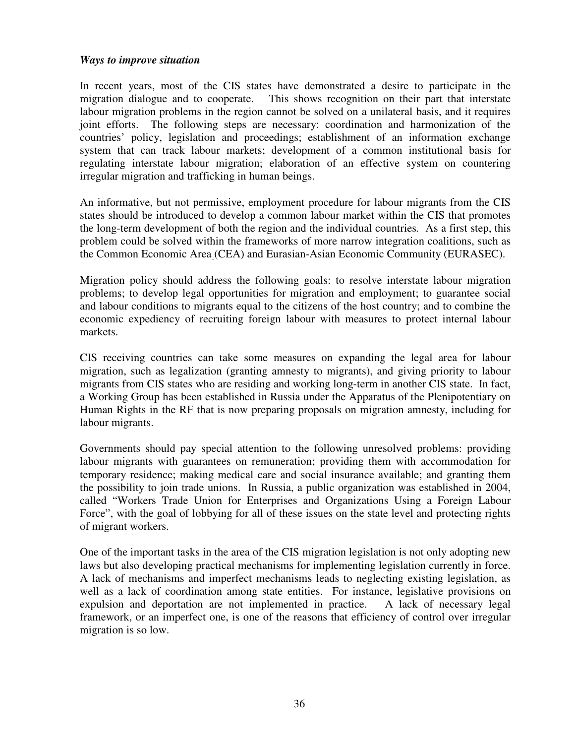***Ways to improve situation***

In recent years, most of the CIS states have demonstrated a desire to participate in the migration dialogue and to cooperate. This shows recognition on their part that interstate labour migration problems in the region cannot be solved on a unilateral basis, and it requires joint efforts. The following steps are necessary: coordination and harmonization of the countries' policy, legislation and proceedings; establishment of an information exchange system that can track labour markets; development of a common institutional basis for regulating interstate labour migration; elaboration of an effective system on countering irregular migration and trafficking in human beings.

An informative, but not permissive, employment procedure for labour migrants from the CIS states should be introduced to develop a common labour market within the CIS that promotes the long-term development of both the region and the individual countries. As a first step, this problem could be solved within the frameworks of more narrow integration coalitions, such as the Common Economic Area (CEA) and Eurasian-Asian Economic Community (EURASEC).

Migration policy should address the following goals: to resolve interstate labour migration problems; to develop legal opportunities for migration and employment; to guarantee social and labour conditions to migrants equal to the citizens of the host country; and to combine the economic expediency of recruiting foreign labour with measures to protect internal labour markets.

CIS receiving countries can take some measures on expanding the legal area for labour migration, such as legalization (granting amnesty to migrants), and giving priority to labour migrants from CIS states who are residing and working long-term in another CIS state. In fact, a Working Group has been established in Russia under the Apparatus of the Plenipotentiary on Human Rights in the RF that is now preparing proposals on migration amnesty, including for labour migrants.

Governments should pay special attention to the following unresolved problems: providing labour migrants with guarantees on remuneration; providing them with accommodation for temporary residence; making medical care and social insurance available; and granting them the possibility to join trade unions. In Russia, a public organization was established in 2004, called "Workers Trade Union for Enterprises and Organizations Using a Foreign Labour Force", with the goal of lobbying for all of these issues on the state level and protecting rights of migrant workers.

One of the important tasks in the area of the CIS migration legislation is not only adopting new laws but also developing practical mechanisms for implementing legislation currently in force. A lack of mechanisms and imperfect mechanisms leads to neglecting existing legislation, as well as a lack of coordination among state entities. For instance, legislative provisions on expulsion and deportation are not implemented in practice. A lack of necessary legal framework, or an imperfect one, is one of the reasons that efficiency of control over irregular migration is so low.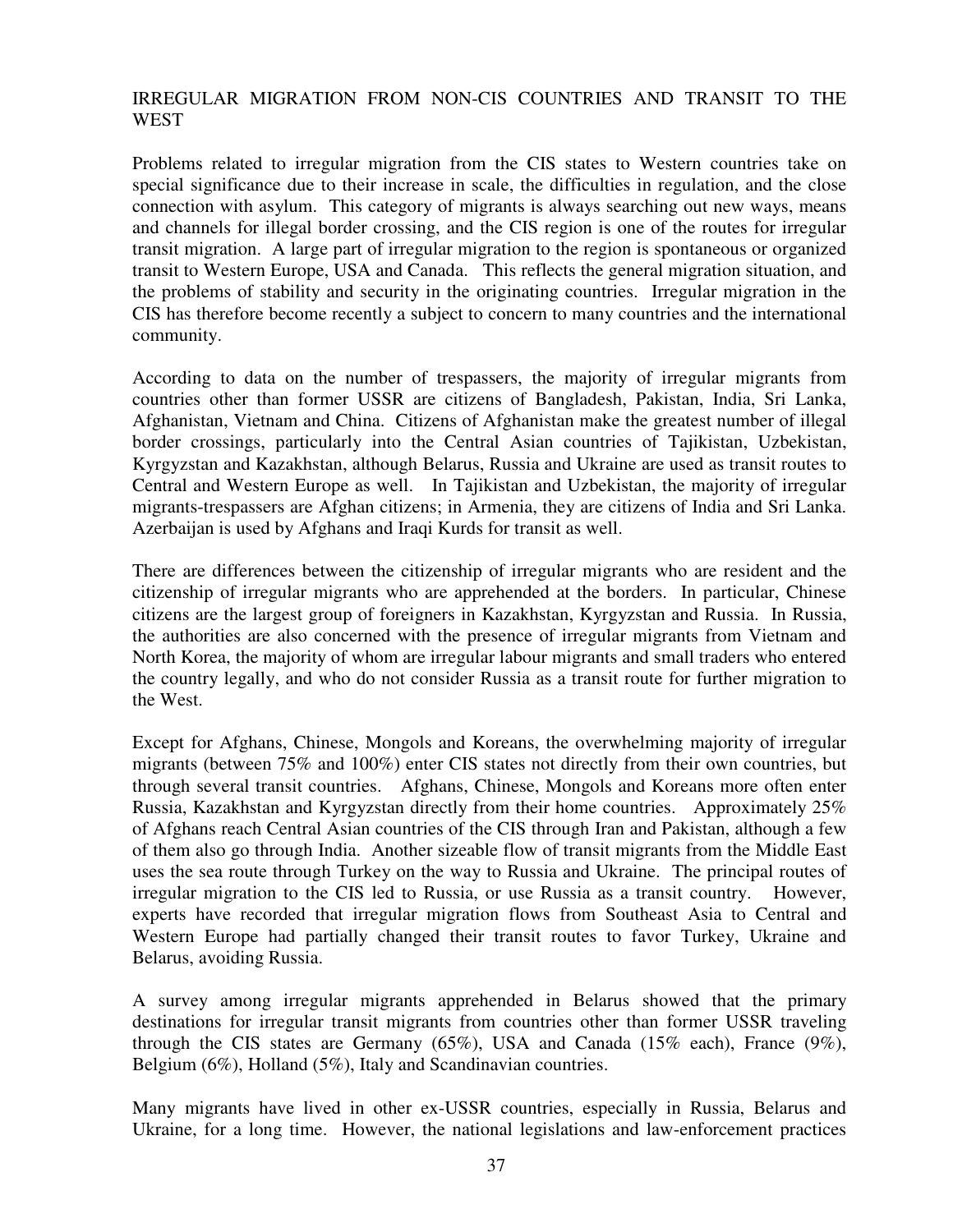## IRREGULAR MIGRATION FROM NON-CIS COUNTRIES AND TRANSIT TO THE WEST

Problems related to irregular migration from the CIS states to Western countries take on special significance due to their increase in scale, the difficulties in regulation, and the close connection with asylum. This category of migrants is always searching out new ways, means and channels for illegal border crossing, and the CIS region is one of the routes for irregular transit migration. A large part of irregular migration to the region is spontaneous or organized transit to Western Europe, USA and Canada. This reflects the general migration situation, and the problems of stability and security in the originating countries. Irregular migration in the CIS has therefore become recently a subject to concern to many countries and the international community.

According to data on the number of trespassers, the majority of irregular migrants from countries other than former USSR are citizens of Bangladesh, Pakistan, India, Sri Lanka, Afghanistan, Vietnam and China. Citizens of Afghanistan make the greatest number of illegal border crossings, particularly into the Central Asian countries of Tajikistan, Uzbekistan, Kyrgyzstan and Kazakhstan, although Belarus, Russia and Ukraine are used as transit routes to Central and Western Europe as well. In Tajikistan and Uzbekistan, the majority of irregular migrants-trespassers are Afghan citizens; in Armenia, they are citizens of India and Sri Lanka. Azerbaijan is used by Afghans and Iraqi Kurds for transit as well.

There are differences between the citizenship of irregular migrants who are resident and the citizenship of irregular migrants who are apprehended at the borders. In particular, Chinese citizens are the largest group of foreigners in Kazakhstan, Kyrgyzstan and Russia. In Russia, the authorities are also concerned with the presence of irregular migrants from Vietnam and North Korea, the majority of whom are irregular labour migrants and small traders who entered the country legally, and who do not consider Russia as a transit route for further migration to the West.

Except for Afghans, Chinese, Mongols and Koreans, the overwhelming majority of irregular migrants (between 75% and 100%) enter CIS states not directly from their own countries, but through several transit countries. Afghans, Chinese, Mongols and Koreans more often enter Russia, Kazakhstan and Kyrgyzstan directly from their home countries. Approximately 25% of Afghans reach Central Asian countries of the CIS through Iran and Pakistan, although a few of them also go through India. Another sizeable flow of transit migrants from the Middle East uses the sea route through Turkey on the way to Russia and Ukraine. The principal routes of irregular migration to the CIS led to Russia, or use Russia as a transit country. However, experts have recorded that irregular migration flows from Southeast Asia to Central and Western Europe had partially changed their transit routes to favor Turkey, Ukraine and Belarus, avoiding Russia.

A survey among irregular migrants apprehended in Belarus showed that the primary destinations for irregular transit migrants from countries other than former USSR traveling through the CIS states are Germany (65%), USA and Canada (15% each), France (9%), Belgium (6%), Holland (5%), Italy and Scandinavian countries.

Many migrants have lived in other ex-USSR countries, especially in Russia, Belarus and Ukraine, for a long time. However, the national legislations and law-enforcement practices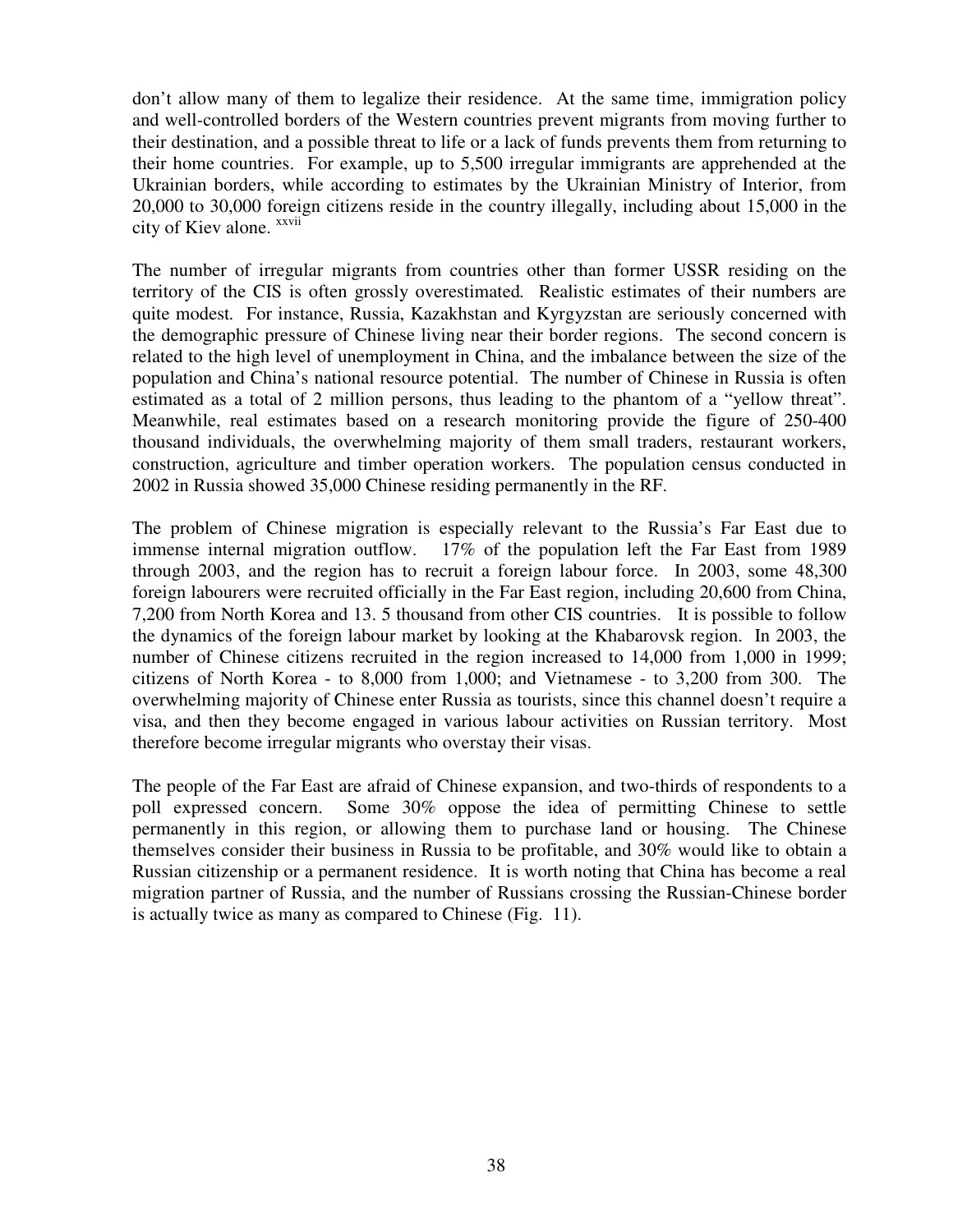don't allow many of them to legalize their residence. At the same time, immigration policy and well-controlled borders of the Western countries prevent migrants from moving further to their destination, and a possible threat to life or a lack of funds prevents them from returning to their home countries. For example, up to 5,500 irregular immigrants are apprehended at the Ukrainian borders, while according to estimates by the Ukrainian Ministry of Interior, from 20,000 to 30,000 foreign citizens reside in the country illegally, including about 15,000 in the city of Kiev alone. [xxvii]

The number of irregular migrants from countries other than former USSR residing on the territory of the CIS is often grossly overestimated. Realistic estimates of their numbers are quite modest. For instance, Russia, Kazakhstan and Kyrgyzstan are seriously concerned with the demographic pressure of Chinese living near their border regions. The second concern is related to the high level of unemployment in China, and the imbalance between the size of the population and China's national resource potential. The number of Chinese in Russia is often estimated as a total of 2 million persons, thus leading to the phantom of a "yellow threat". Meanwhile, real estimates based on a research monitoring provide the figure of 250-400 thousand individuals, the overwhelming majority of them small traders, restaurant workers, construction, agriculture and timber operation workers. The population census conducted in 2002 in Russia showed 35,000 Chinese residing permanently in the RF.

The problem of Chinese migration is especially relevant to the Russia's Far East due to immense internal migration outflow. 17% of the population left the Far East from 1989 through 2003, and the region has to recruit a foreign labour force. In 2003, some 48,300 foreign labourers were recruited officially in the Far East region, including 20,600 from China, 7,200 from North Korea and 13. 5 thousand from other CIS countries. It is possible to follow the dynamics of the foreign labour market by looking at the Khabarovsk region. In 2003, the number of Chinese citizens recruited in the region increased to 14,000 from 1,000 in 1999; citizens of North Korea - to 8,000 from 1,000; and Vietnamese - to 3,200 from 300. The overwhelming majority of Chinese enter Russia as tourists, since this channel doesn't require a visa, and then they become engaged in various labour activities on Russian territory. Most therefore become irregular migrants who overstay their visas.

The people of the Far East are afraid of Chinese expansion, and two-thirds of respondents to a poll expressed concern. Some 30% oppose the idea of permitting Chinese to settle permanently in this region, or allowing them to purchase land or housing. The Chinese themselves consider their business in Russia to be profitable, and 30% would like to obtain a Russian citizenship or a permanent residence. It is worth noting that China has become a real migration partner of Russia, and the number of Russians crossing the Russian-Chinese border is actually twice as many as compared to Chinese (Fig. 11).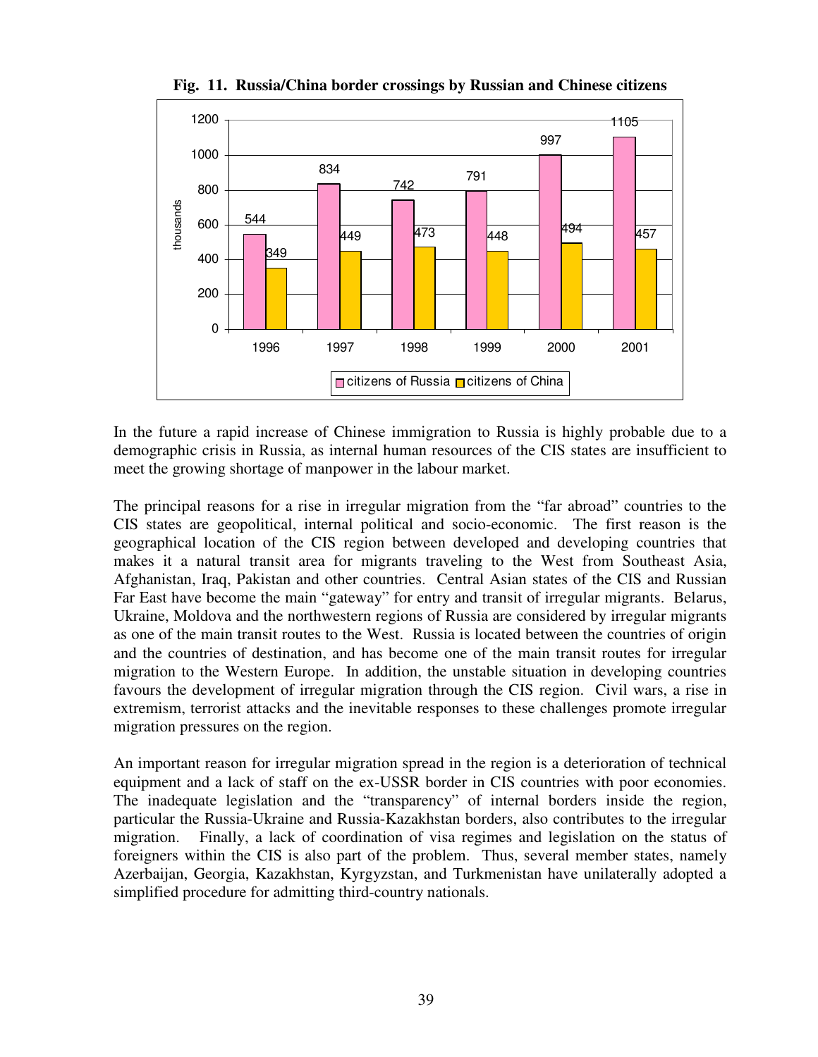**Fig. 11. Russia/China border crossings by Russian and Chinese citizens**

| Year | citizens of Russia (thousands) | citizens of China (thousands) |
|---|---|---|
| 1996 | 544 | 349 |
| 1997 | 834 | 449 |
| 1998 | 742 | 473 |
| 1999 | 791 | 448 |
| 2000 | 997 | 494 |
| 2001 | 1105 | 457 |

In the future a rapid increase of Chinese immigration to Russia is highly probable due to a demographic crisis in Russia, as internal human resources of the CIS states are insufficient to meet the growing shortage of manpower in the labour market.

The principal reasons for a rise in irregular migration from the "far abroad" countries to the CIS states are geopolitical, internal political and socio-economic. The first reason is the geographical location of the CIS region between developed and developing countries that makes it a natural transit area for migrants traveling to the West from Southeast Asia, Afghanistan, Iraq, Pakistan and other countries. Central Asian states of the CIS and Russian Far East have become the main "gateway" for entry and transit of irregular migrants. Belarus, Ukraine, Moldova and the northwestern regions of Russia are considered by irregular migrants as one of the main transit routes to the West. Russia is located between the countries of origin and the countries of destination, and has become one of the main transit routes for irregular migration to the Western Europe. In addition, the unstable situation in developing countries favours the development of irregular migration through the CIS region. Civil wars, a rise in extremism, terrorist attacks and the inevitable responses to these challenges promote irregular migration pressures on the region.

An important reason for irregular migration spread in the region is a deterioration of technical equipment and a lack of staff on the ex-USSR border in CIS countries with poor economies. The inadequate legislation and the "transparency" of internal borders inside the region, particular the Russia-Ukraine and Russia-Kazakhstan borders, also contributes to the irregular migration. Finally, a lack of coordination of visa regimes and legislation on the status of foreigners within the CIS is also part of the problem. Thus, several member states, namely Azerbaijan, Georgia, Kazakhstan, Kyrgyzstan, and Turkmenistan have unilaterally adopted a simplified procedure for admitting third-country nationals.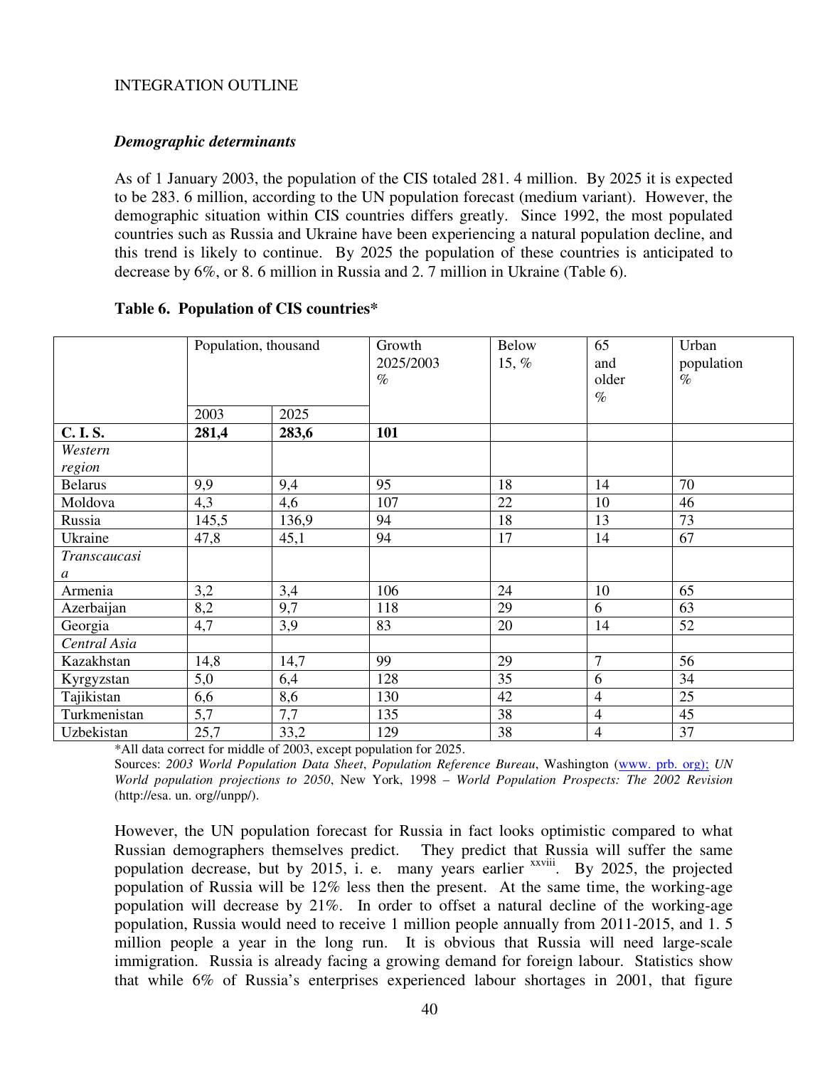INTEGRATION OUTLINE

### *Demographic determinants*

As of 1 January 2003, the population of the CIS totaled 281. 4 million. By 2025 it is expected to be 283. 6 million, according to the UN population forecast (medium variant). However, the demographic situation within CIS countries differs greatly. Since 1992, the most populated countries such as Russia and Ukraine have been experiencing a natural population decline, and this trend is likely to continue. By 2025 the population of these countries is anticipated to decrease by 6%, or 8. 6 million in Russia and 2. 7 million in Ukraine (Table 6).

**Table 6. Population of CIS countries***

| | Population, thousand | | Growth 2025/2003 % | Below 15, % | 65 and older % | Urban population % |
|---|---|---|---|---|---|---|
| | 2003 | 2025 | | | | |
| **C. I. S.** | **281,4** | **283,6** | **101** | | | |
| *Western region* | | | | | | |
| Belarus | 9,9 | 9,4 | 95 | 18 | 14 | 70 |
| Moldova | 4,3 | 4,6 | 107 | 22 | 10 | 46 |
| Russia | 145,5 | 136,9 | 94 | 18 | 13 | 73 |
| Ukraine | 47,8 | 45,1 | 94 | 17 | 14 | 67 |
| *Transcaucasia* | | | | | | |
| Armenia | 3,2 | 3,4 | 106 | 24 | 10 | 65 |
| Azerbaijan | 8,2 | 9,7 | 118 | 29 | 6 | 63 |
| Georgia | 4,7 | 3,9 | 83 | 20 | 14 | 52 |
| *Central Asia* | | | | | | |
| Kazakhstan | 14,8 | 14,7 | 99 | 29 | 7 | 56 |
| Kyrgyzstan | 5,0 | 6,4 | 128 | 35 | 6 | 34 |
| Tajikistan | 6,6 | 8,6 | 130 | 42 | 4 | 25 |
| Turkmenistan | 5,7 | 7,7 | 135 | 38 | 4 | 45 |
| Uzbekistan | 25,7 | 33,2 | 129 | 38 | 4 | 37 |

*All data correct for middle of 2003, except population for 2025.
Sources: *2003 World Population Data Sheet*, *Population Reference Bureau*, Washington (www. prb. org); *UN World population projections to 2050*, New York, 1998 – *World Population Prospects: The 2002 Revision* (http://esa. un. org//unpp/).

However, the UN population forecast for Russia in fact looks optimistic compared to what Russian demographers themselves predict. They predict that Russia will suffer the same population decrease, but by 2015, i. e. many years earlier [xxviii]. By 2025, the projected population of Russia will be 12% less then the present. At the same time, the working-age population will decrease by 21%. In order to offset a natural decline of the working-age population, Russia would need to receive 1 million people annually from 2011-2015, and 1. 5 million people a year in the long run. It is obvious that Russia will need large-scale immigration. Russia is already facing a growing demand for foreign labour. Statistics show that while 6% of Russia's enterprises experienced labour shortages in 2001, that figure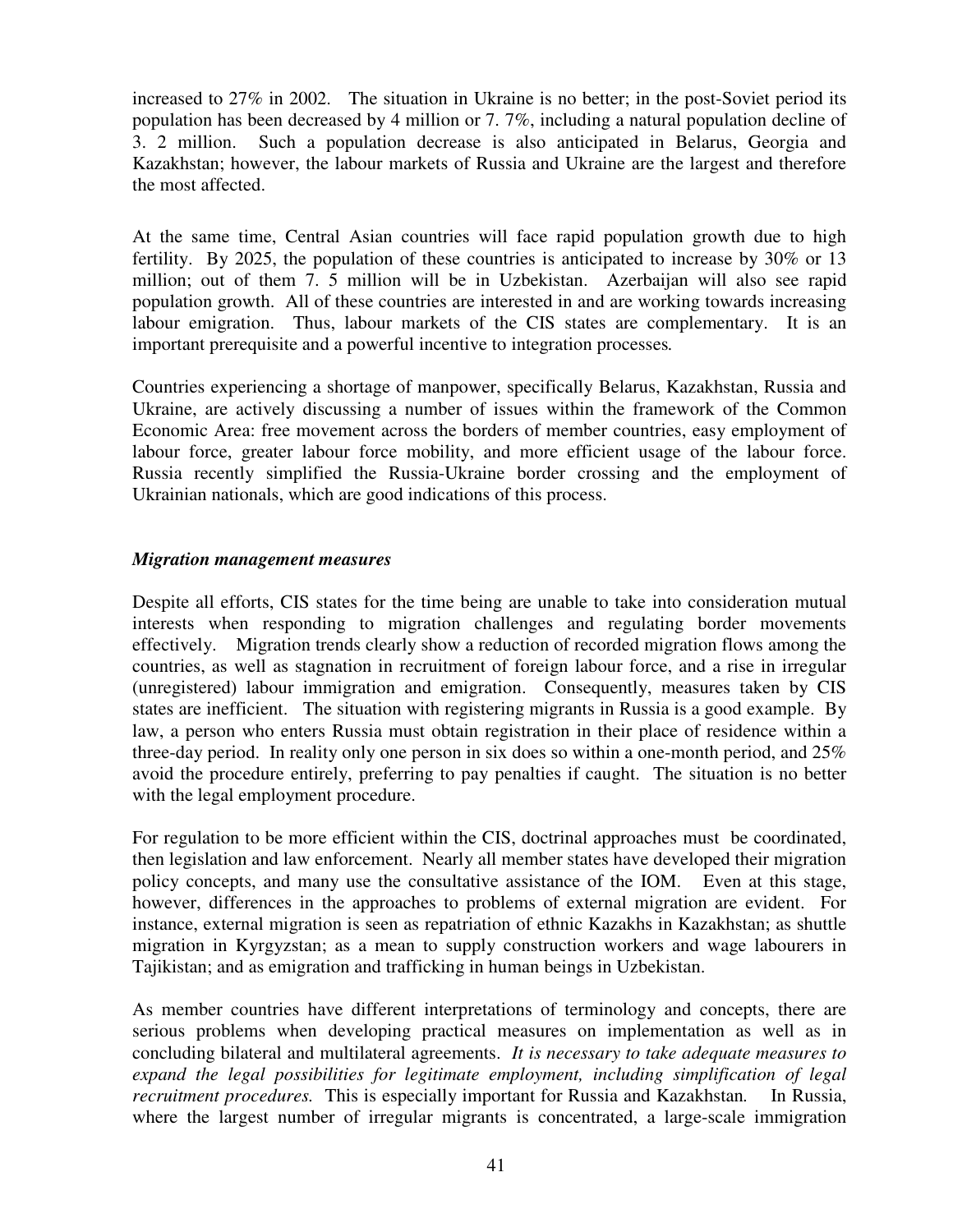increased to 27% in 2002. The situation in Ukraine is no better; in the post-Soviet period its population has been decreased by 4 million or 7. 7%, including a natural population decline of 3. 2 million. Such a population decrease is also anticipated in Belarus, Georgia and Kazakhstan; however, the labour markets of Russia and Ukraine are the largest and therefore the most affected.

At the same time, Central Asian countries will face rapid population growth due to high fertility. By 2025, the population of these countries is anticipated to increase by 30% or 13 million; out of them 7. 5 million will be in Uzbekistan. Azerbaijan will also see rapid population growth. All of these countries are interested in and are working towards increasing labour emigration. Thus, labour markets of the CIS states are complementary. It is an important prerequisite and a powerful incentive to integration processes.

Countries experiencing a shortage of manpower, specifically Belarus, Kazakhstan, Russia and Ukraine, are actively discussing a number of issues within the framework of the Common Economic Area: free movement across the borders of member countries, easy employment of labour force, greater labour force mobility, and more efficient usage of the labour force. Russia recently simplified the Russia-Ukraine border crossing and the employment of Ukrainian nationals, which are good indications of this process.

***Migration management measures***

Despite all efforts, CIS states for the time being are unable to take into consideration mutual interests when responding to migration challenges and regulating border movements effectively. Migration trends clearly show a reduction of recorded migration flows among the countries, as well as stagnation in recruitment of foreign labour force, and a rise in irregular (unregistered) labour immigration and emigration. Consequently, measures taken by CIS states are inefficient. The situation with registering migrants in Russia is a good example. By law, a person who enters Russia must obtain registration in their place of residence within a three-day period. In reality only one person in six does so within a one-month period, and 25% avoid the procedure entirely, preferring to pay penalties if caught. The situation is no better with the legal employment procedure.

For regulation to be more efficient within the CIS, doctrinal approaches must be coordinated, then legislation and law enforcement. Nearly all member states have developed their migration policy concepts, and many use the consultative assistance of the IOM. Even at this stage, however, differences in the approaches to problems of external migration are evident. For instance, external migration is seen as repatriation of ethnic Kazakhs in Kazakhstan; as shuttle migration in Kyrgyzstan; as a mean to supply construction workers and wage labourers in Tajikistan; and as emigration and trafficking in human beings in Uzbekistan.

As member countries have different interpretations of terminology and concepts, there are serious problems when developing practical measures on implementation as well as in concluding bilateral and multilateral agreements. *It is necessary to take adequate measures to expand the legal possibilities for legitimate employment, including simplification of legal recruitment procedures.* This is especially important for Russia and Kazakhstan. In Russia, where the largest number of irregular migrants is concentrated, a large-scale immigration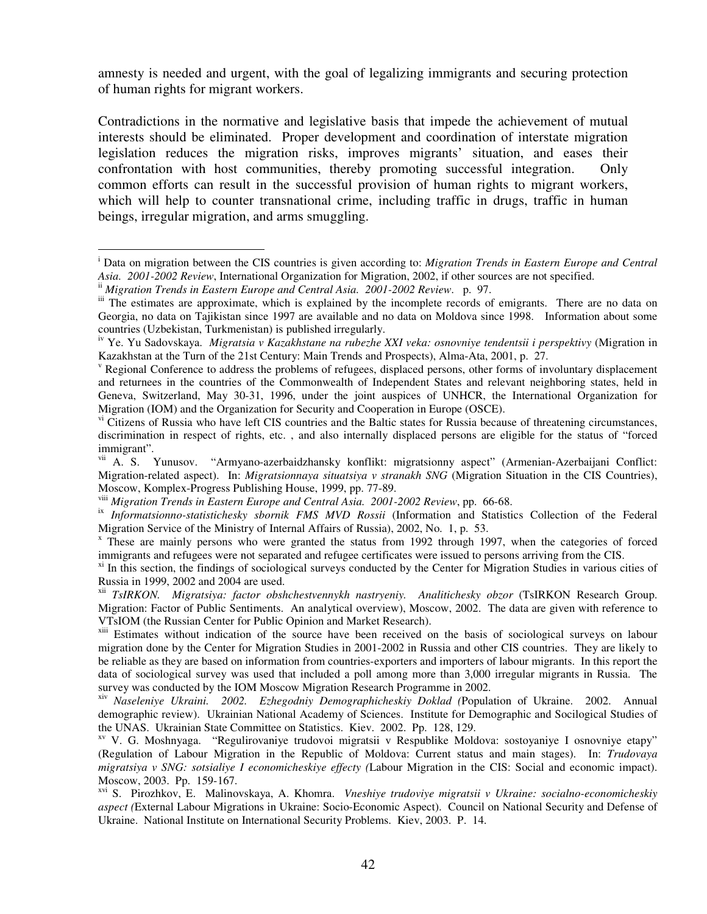amnesty is needed and urgent, with the goal of legalizing immigrants and securing protection of human rights for migrant workers.

Contradictions in the normative and legislative basis that impede the achievement of mutual interests should be eliminated. Proper development and coordination of interstate migration legislation reduces the migration risks, improves migrants' situation, and eases their confrontation with host communities, thereby promoting successful integration. Only common efforts can result in the successful provision of human rights to migrant workers, which will help to counter transnational crime, including traffic in drugs, traffic in human beings, irregular migration, and arms smuggling.

---

[i] Data on migration between the CIS countries is given according to: *Migration Trends in Eastern Europe and Central Asia. 2001-2002 Review*, International Organization for Migration, 2002, if other sources are not specified.

[ii] *Migration Trends in Eastern Europe and Central Asia. 2001-2002 Review*. p. 97.

[iii] The estimates are approximate, which is explained by the incomplete records of emigrants. There are no data on Georgia, no data on Tajikistan since 1997 are available and no data on Moldova since 1998. Information about some countries (Uzbekistan, Turkmenistan) is published irregularly.

[iv] Ye. Yu Sadovskaya. *Migratsia v Kazakhstane na rubezhe XXI veka: osnovniye tendentsii i perspektivy* (Migration in Kazakhstan at the Turn of the 21st Century: Main Trends and Prospects), Alma-Ata, 2001, p. 27.

[v] Regional Conference to address the problems of refugees, displaced persons, other forms of involuntary displacement and returnees in the countries of the Commonwealth of Independent States and relevant neighboring states, held in Geneva, Switzerland, May 30-31, 1996, under the joint auspices of UNHCR, the International Organization for Migration (IOM) and the Organization for Security and Cooperation in Europe (OSCE).

[vi] Citizens of Russia who have left CIS countries and the Baltic states for Russia because of threatening circumstances, discrimination in respect of rights, etc. , and also internally displaced persons are eligible for the status of "forced immigrant".

[vii] A. S. Yunusov. "Armyano-azerbaidzhansky konflikt: migratsionny aspect" (Armenian-Azerbaijani Conflict: Migration-related aspect). In: *Migratsionnaya situatsiya v stranakh SNG* (Migration Situation in the CIS Countries), Moscow, Komplex-Progress Publishing House, 1999, pp. 77-89.

[viii] *Migration Trends in Eastern Europe and Central Asia. 2001-2002 Review*, pp. 66-68.

[ix] *Informatsionno-statistichesky sbornik FMS MVD Rossii* (Information and Statistics Collection of the Federal Migration Service of the Ministry of Internal Affairs of Russia), 2002, No. 1, p. 53.

[x] These are mainly persons who were granted the status from 1992 through 1997, when the categories of forced immigrants and refugees were not separated and refugee certificates were issued to persons arriving from the CIS.

[xi] In this section, the findings of sociological surveys conducted by the Center for Migration Studies in various cities of Russia in 1999, 2002 and 2004 are used.

[xii] *TsIRKON. Migratsiya: factor obshchestvennykh nastryeniy. Analitichesky obzor* (TsIRKON Research Group. Migration: Factor of Public Sentiments. An analytical overview), Moscow, 2002. The data are given with reference to VTsIOM (the Russian Center for Public Opinion and Market Research).

[xiii] Estimates without indication of the source have been received on the basis of sociological surveys on labour migration done by the Center for Migration Studies in 2001-2002 in Russia and other CIS countries. They are likely to be reliable as they are based on information from countries-exporters and importers of labour migrants. In this report the data of sociological survey was used that included a poll among more than 3,000 irregular migrants in Russia. The survey was conducted by the IOM Moscow Migration Research Programme in 2002.

[xiv] *Naseleniye Ukraini. 2002. Ezhegodniy Demographicheskiy Doklad (*Population of Ukraine. 2002. Annual demographic review). Ukrainian National Academy of Sciences. Institute for Demographic and Socilogical Studies of the UNAS. Ukrainian State Committee on Statistics. Kiev. 2002. Pp. 128, 129.

[xv] V. G. Moshnyaga. "Regulirovaniye trudovoi migratsii v Respublike Moldova: sostoyaniye I osnovniye etapy" (Regulation of Labour Migration in the Republic of Moldova: Current status and main stages). In: *Trudovaya migratsiya v SNG: sotsialiye I economicheskiye effecty (*Labour Migration in the CIS: Social and economic impact). Moscow, 2003. Pp. 159-167.

[xvi] S. Pirozhkov, E. Malinovskaya, A. Khomra. *Vneshiye trudoviye migratsii v Ukraine: socialno-economicheskiy aspect (*External Labour Migrations in Ukraine: Socio-Economic Aspect). Council on National Security and Defense of Ukraine. National Institute on International Security Problems. Kiev, 2003. P. 14.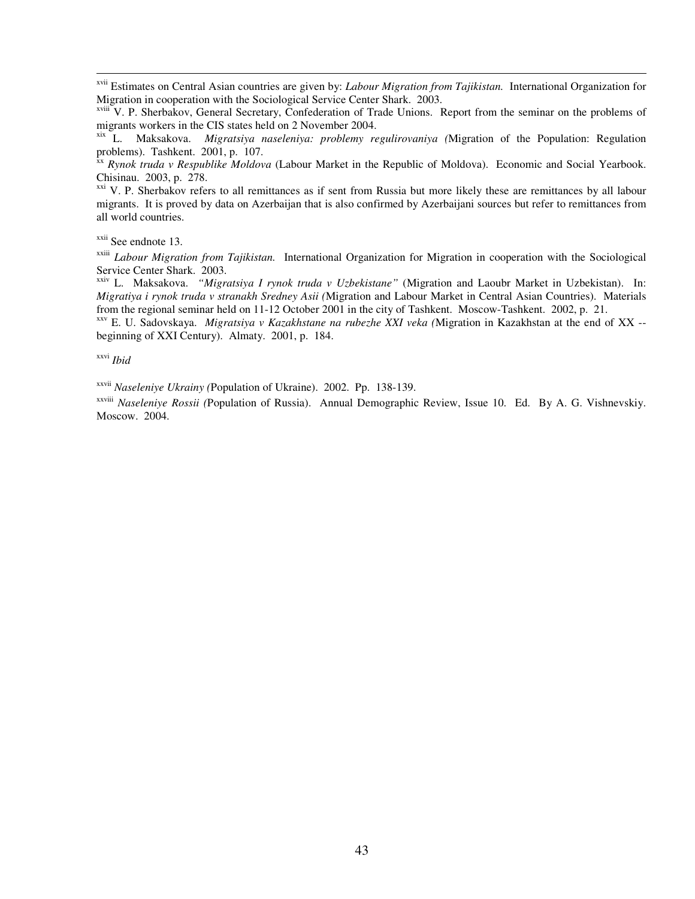[xvii] Estimates on Central Asian countries are given by: *Labour Migration from Tajikistan.* International Organization for Migration in cooperation with the Sociological Service Center Shark. 2003.

[xviii] V. P. Sherbakov, General Secretary, Confederation of Trade Unions. Report from the seminar on the problems of migrants workers in the CIS states held on 2 November 2004.

[xix] L. Maksakova. *Migratsiya naseleniya: problemy regulirovaniya (*Migration of the Population: Regulation problems). Tashkent. 2001, p. 107.

[xx] *Rynok truda v Respublike Moldova* (Labour Market in the Republic of Moldova). Economic and Social Yearbook. Chisinau. 2003, p. 278.

[xxi] V. P. Sherbakov refers to all remittances as if sent from Russia but more likely these are remittances by all labour migrants. It is proved by data on Azerbaijan that is also confirmed by Azerbaijani sources but refer to remittances from all world countries.

[xxii] See endnote 13.

[xxiii] *Labour Migration from Tajikistan.* International Organization for Migration in cooperation with the Sociological Service Center Shark. 2003.

[xxiv] L. Maksakova. *"Migratsiya I rynok truda v Uzbekistane"* (Migration and Laoubr Market in Uzbekistan). In: *Migratiya i rynok truda v stranakh Sredney Asii (*Migration and Labour Market in Central Asian Countries). Materials from the regional seminar held on 11-12 October 2001 in the city of Tashkent. Moscow-Tashkent. 2002, p. 21.

[xxv] E. U. Sadovskaya. *Migratsiya v Kazakhstane na rubezhe XXI veka (*Migration in Kazakhstan at the end of XX -- beginning of XXI Century). Almaty. 2001, p. 184.

[xxvi] *Ibid*

[xxvii] *Naseleniye Ukrainy (*Population of Ukraine). 2002. Pp. 138-139.

[xxviii] *Naseleniye Rossii (*Population of Russia). Annual Demographic Review, Issue 10. Ed. By A. G. Vishnevskiy. Moscow. 2004.